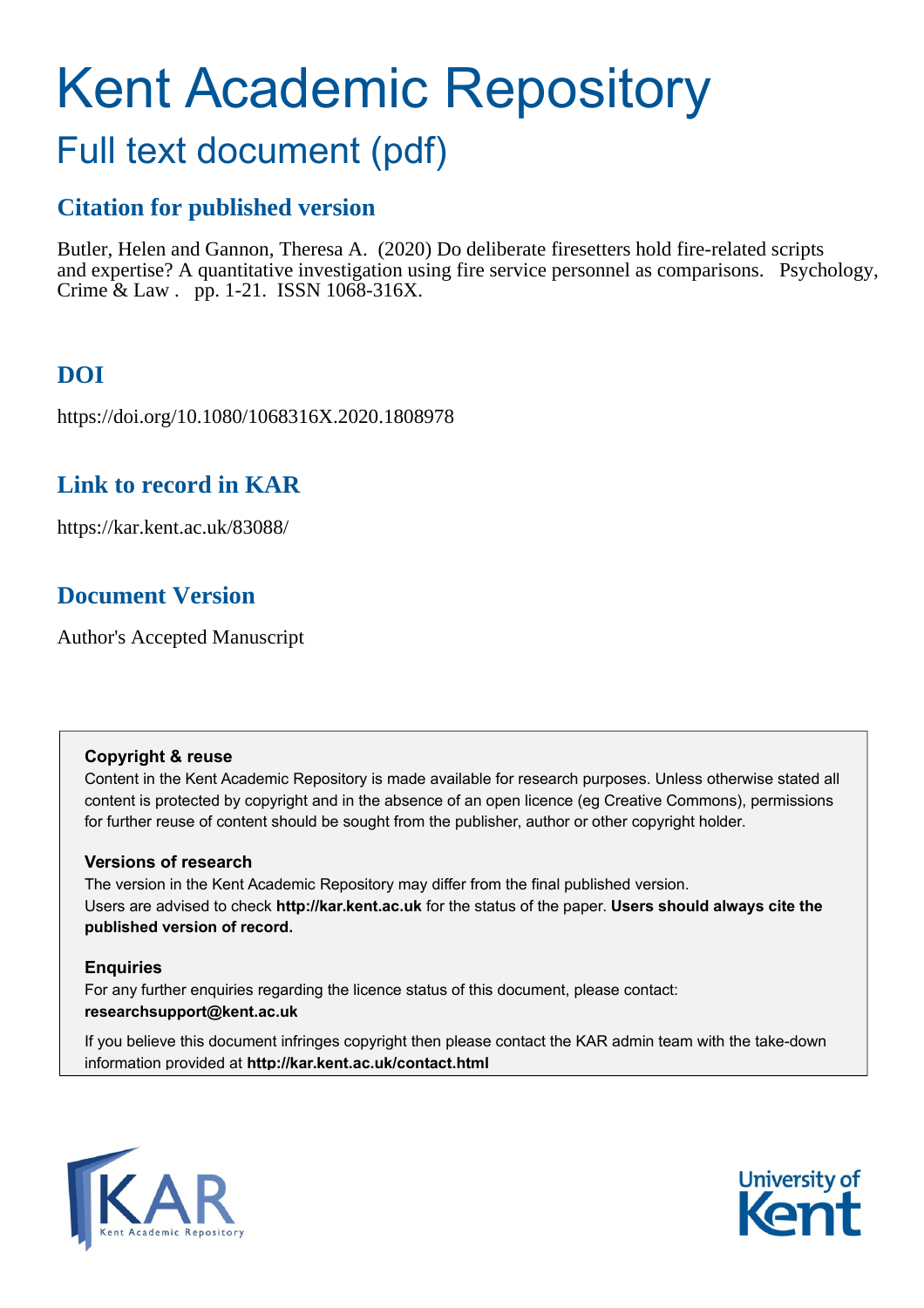# Kent Academic Repository

## Full text document (pdf)

### Citation for published version

Butler, Helen and Gannon, Theresa A. (2020) Do deliberate firesetters hold fire-related scripts and expertise? A quantitative investigation using fire service personnel as comparisons. Psychology, Crime & Law . pp. 1-21. ISSN 1068-316X.

### DOI

https://doi.org/10.1080/1068316X.2020.1808978

### Link to record in KAR

https://kar.kent.ac.uk/83088/

### Document Version

Author's Accepted Manuscript

**Copyright & reuse**

Content in the Kent Academic Repository is made available for research purposes. Unless otherwise stated all content is protected by copyright and in the absence of an open licence (eg Creative Commons), permissions for further reuse of content should be sought from the publisher, author or other copyright holder.

**Versions of research**

The version in the Kent Academic Repository may differ from the final published version. Users are advised to check **http://kar.kent.ac.uk** for the status of the paper. **Users should always cite the published version of record.**

**Enquiries**

For any further enquiries regarding the licence status of this document, please contact: **researchsupport@kent.ac.uk**

If you believe this document infringes copyright then please contact the KAR admin team with the take-down information provided at **http://kar.kent.ac.uk/contact.html**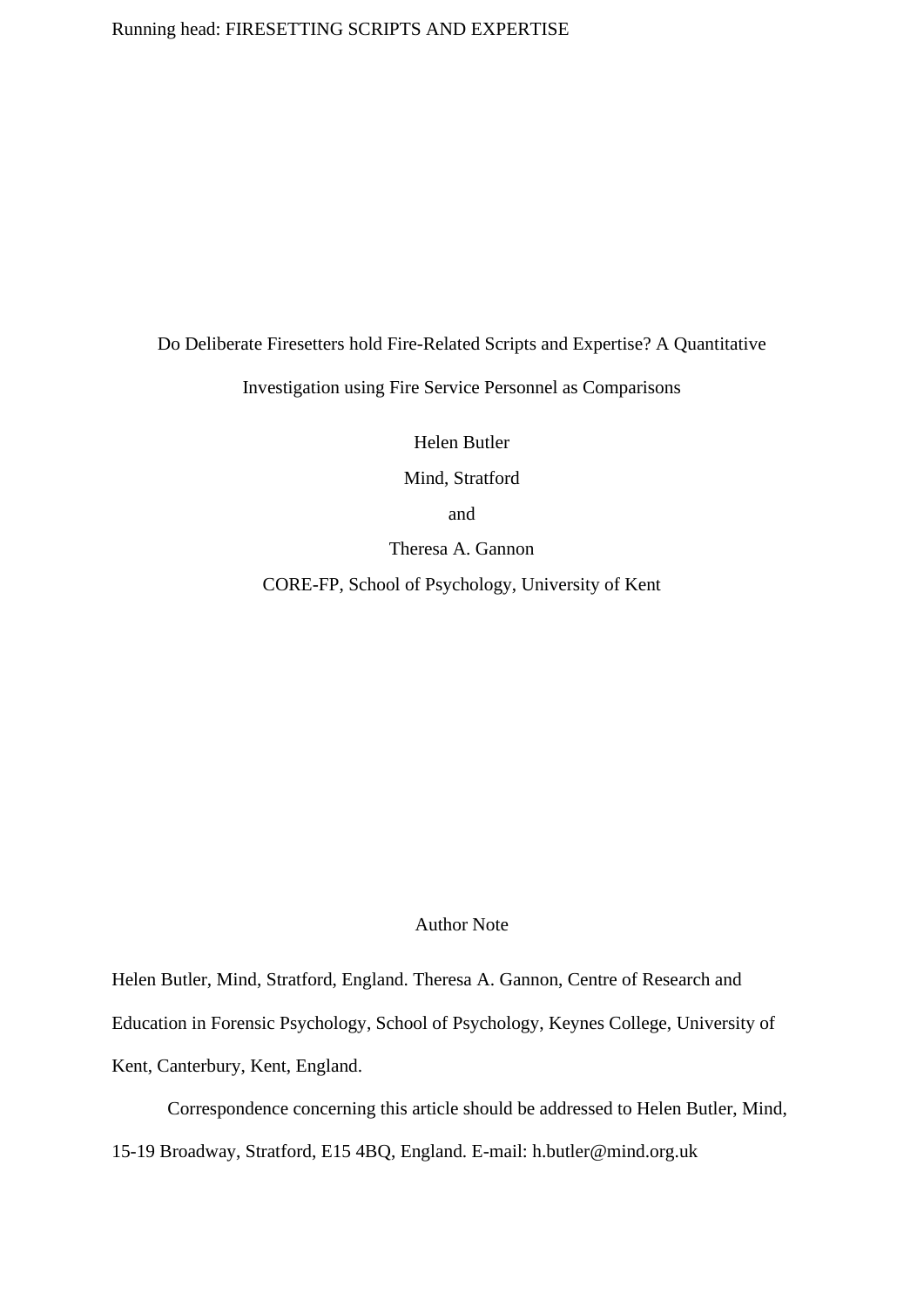# Do Deliberate Firesetters hold Fire-Related Scripts and Expertise? A Quantitative Investigation using Fire Service Personnel as Comparisons

Helen Butler

Mind, Stratford

and

Theresa A. Gannon

CORE-FP, School of Psychology, University of Kent

## Author Note

Helen Butler, Mind, Stratford, England. Theresa A. Gannon, Centre of Research and Education in Forensic Psychology, School of Psychology, Keynes College, University of Kent, Canterbury, Kent, England.

Correspondence concerning this article should be addressed to Helen Butler, Mind, 15-19 Broadway, Stratford, E15 4BQ, England. E-mail: h.butler@mind.org.uk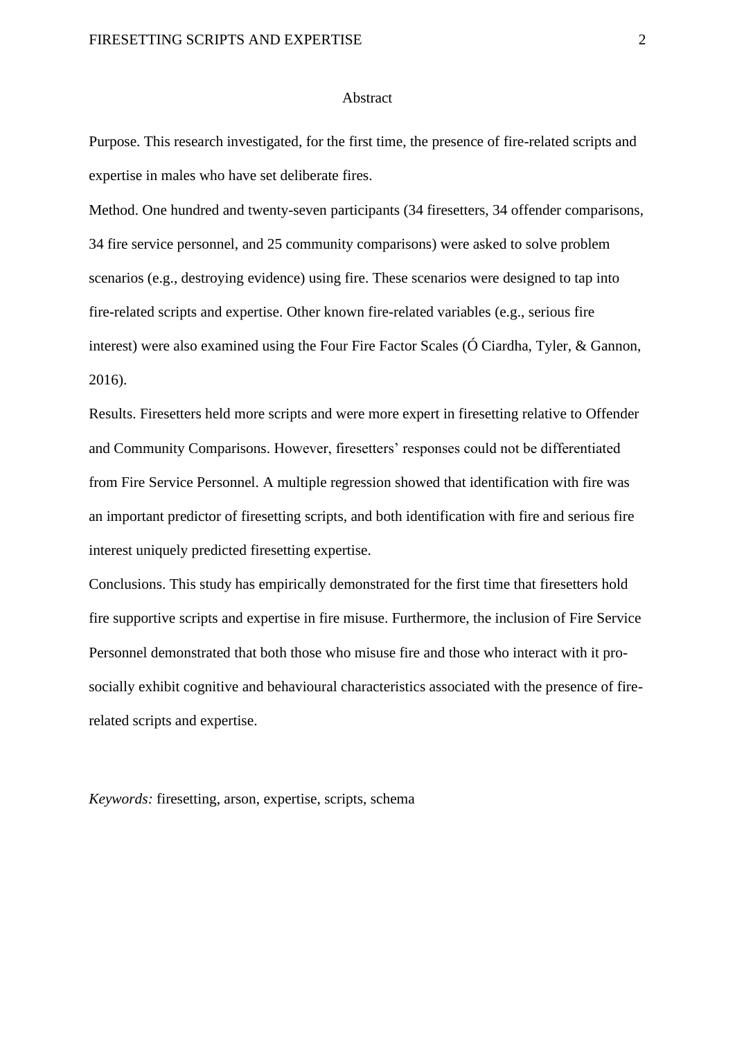## Abstract

Purpose. This research investigated, for the first time, the presence of fire-related scripts and expertise in males who have set deliberate fires.

Method. One hundred and twenty-seven participants (34 firesetters, 34 offender comparisons, 34 fire service personnel, and 25 community comparisons) were asked to solve problem scenarios (e.g., destroying evidence) using fire. These scenarios were designed to tap into fire-related scripts and expertise. Other known fire-related variables (e.g., serious fire interest) were also examined using the Four Fire Factor Scales (Ó Ciardha, Tyler, & Gannon, 2016).

Results. Firesetters held more scripts and were more expert in firesetting relative to Offender and Community Comparisons. However, firesetters' responses could not be differentiated from Fire Service Personnel. A multiple regression showed that identification with fire was an important predictor of firesetting scripts, and both identification with fire and serious fire interest uniquely predicted firesetting expertise.

Conclusions. This study has empirically demonstrated for the first time that firesetters hold fire supportive scripts and expertise in fire misuse. Furthermore, the inclusion of Fire Service Personnel demonstrated that both those who misuse fire and those who interact with it pro-socially exhibit cognitive and behavioural characteristics associated with the presence of fire-related scripts and expertise.

*Keywords:* firesetting, arson, expertise, scripts, schema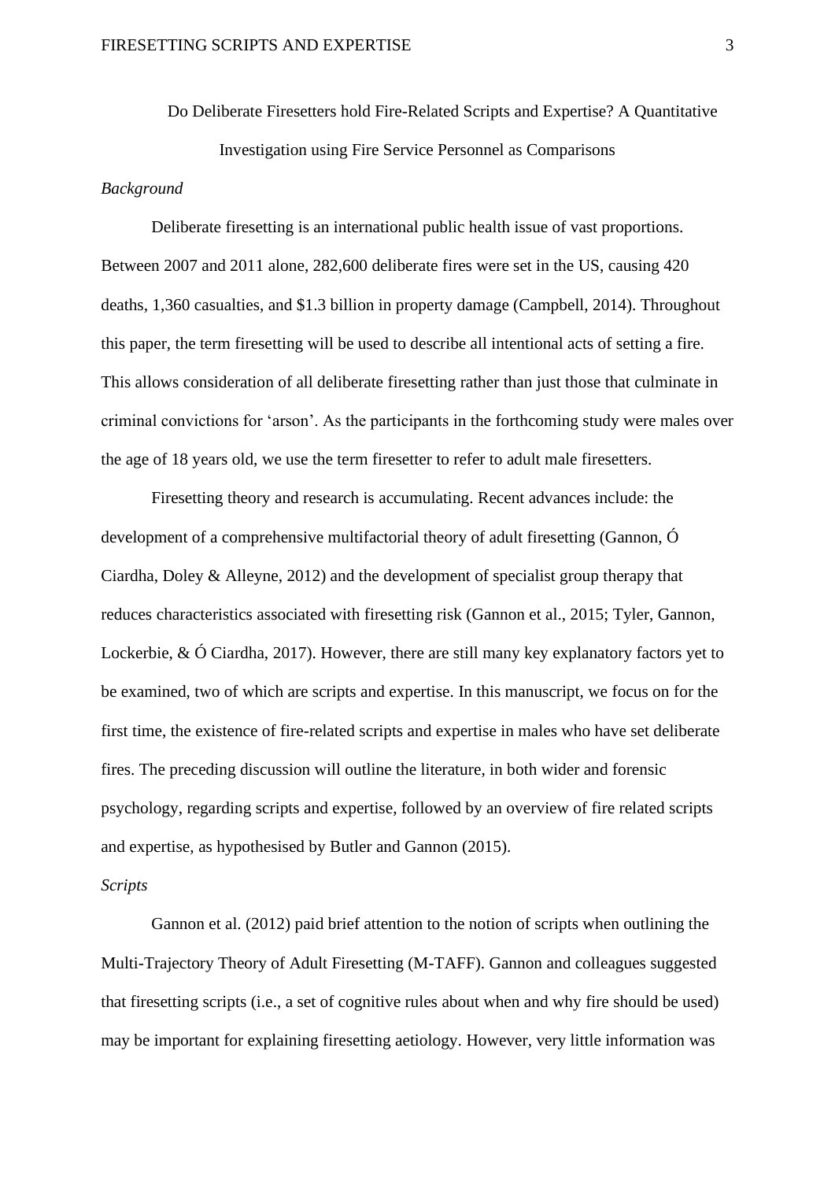Do Deliberate Firesetters hold Fire-Related Scripts and Expertise? A Quantitative Investigation using Fire Service Personnel as Comparisons

*Background*

Deliberate firesetting is an international public health issue of vast proportions. Between 2007 and 2011 alone, 282,600 deliberate fires were set in the US, causing 420 deaths, 1,360 casualties, and $1.3 billion in property damage (Campbell, 2014). Throughout this paper, the term firesetting will be used to describe all intentional acts of setting a fire. This allows consideration of all deliberate firesetting rather than just those that culminate in criminal convictions for 'arson'. As the participants in the forthcoming study were males over the age of 18 years old, we use the term firesetter to refer to adult male firesetters.

Firesetting theory and research is accumulating. Recent advances include: the development of a comprehensive multifactorial theory of adult firesetting (Gannon, Ó Ciardha, Doley & Alleyne, 2012) and the development of specialist group therapy that reduces characteristics associated with firesetting risk (Gannon et al., 2015; Tyler, Gannon, Lockerbie, & Ó Ciardha, 2017). However, there are still many key explanatory factors yet to be examined, two of which are scripts and expertise. In this manuscript, we focus on for the first time, the existence of fire-related scripts and expertise in males who have set deliberate fires. The preceding discussion will outline the literature, in both wider and forensic psychology, regarding scripts and expertise, followed by an overview of fire related scripts and expertise, as hypothesised by Butler and Gannon (2015).

*Scripts*

Gannon et al. (2012) paid brief attention to the notion of scripts when outlining the Multi-Trajectory Theory of Adult Firesetting (M-TAFF). Gannon and colleagues suggested that firesetting scripts (i.e., a set of cognitive rules about when and why fire should be used) may be important for explaining firesetting aetiology. However, very little information was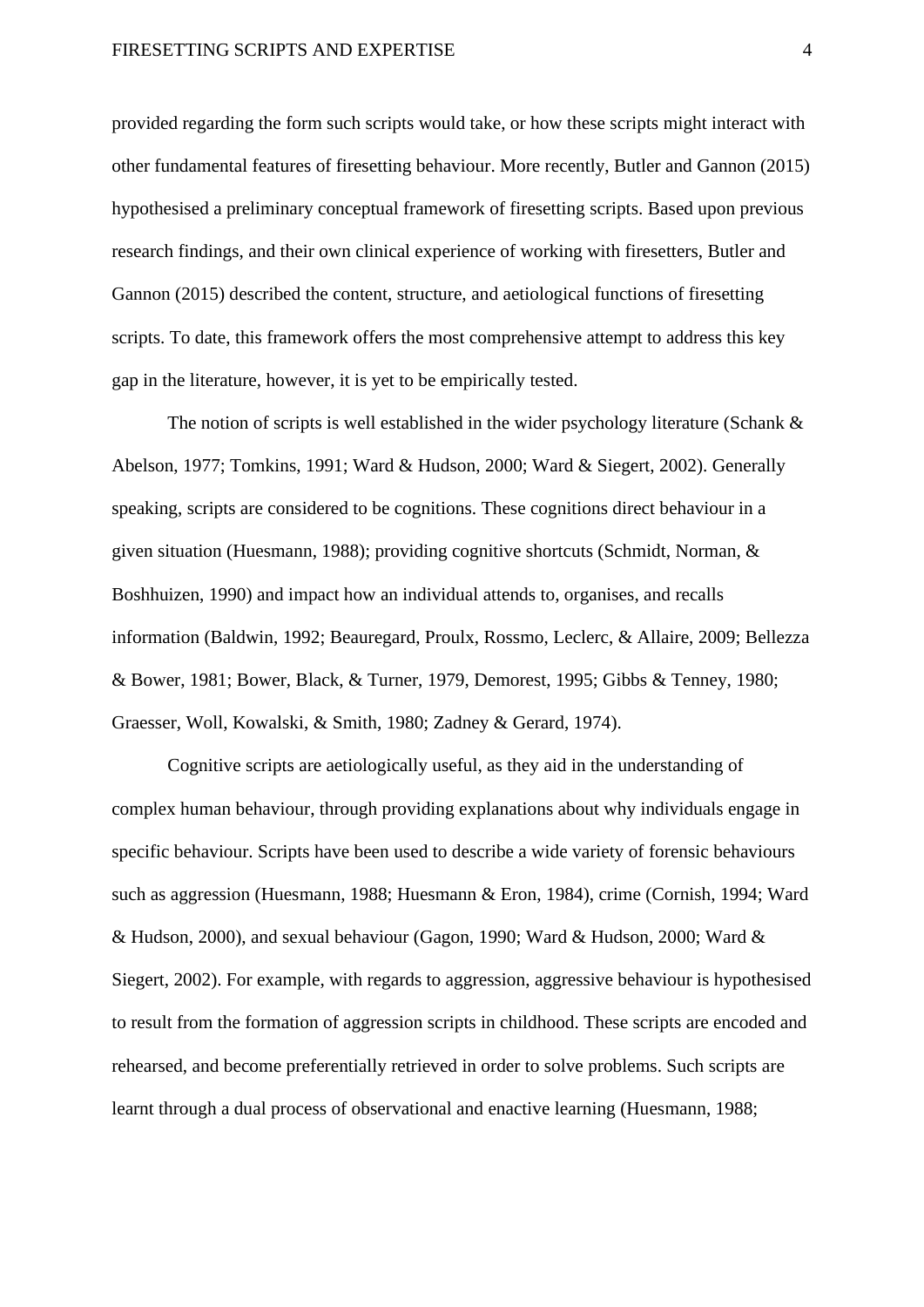provided regarding the form such scripts would take, or how these scripts might interact with other fundamental features of firesetting behaviour. More recently, Butler and Gannon (2015) hypothesised a preliminary conceptual framework of firesetting scripts. Based upon previous research findings, and their own clinical experience of working with firesetters, Butler and Gannon (2015) described the content, structure, and aetiological functions of firesetting scripts. To date, this framework offers the most comprehensive attempt to address this key gap in the literature, however, it is yet to be empirically tested.

The notion of scripts is well established in the wider psychology literature (Schank & Abelson, 1977; Tomkins, 1991; Ward & Hudson, 2000; Ward & Siegert, 2002). Generally speaking, scripts are considered to be cognitions. These cognitions direct behaviour in a given situation (Huesmann, 1988); providing cognitive shortcuts (Schmidt, Norman, & Boshhuizen, 1990) and impact how an individual attends to, organises, and recalls information (Baldwin, 1992; Beauregard, Proulx, Rossmo, Leclerc, & Allaire, 2009; Bellezza & Bower, 1981; Bower, Black, & Turner, 1979, Demorest, 1995; Gibbs & Tenney, 1980; Graesser, Woll, Kowalski, & Smith, 1980; Zadney & Gerard, 1974).

Cognitive scripts are aetiologically useful, as they aid in the understanding of complex human behaviour, through providing explanations about why individuals engage in specific behaviour. Scripts have been used to describe a wide variety of forensic behaviours such as aggression (Huesmann, 1988; Huesmann & Eron, 1984), crime (Cornish, 1994; Ward & Hudson, 2000), and sexual behaviour (Gagon, 1990; Ward & Hudson, 2000; Ward & Siegert, 2002). For example, with regards to aggression, aggressive behaviour is hypothesised to result from the formation of aggression scripts in childhood. These scripts are encoded and rehearsed, and become preferentially retrieved in order to solve problems. Such scripts are learnt through a dual process of observational and enactive learning (Huesmann, 1988;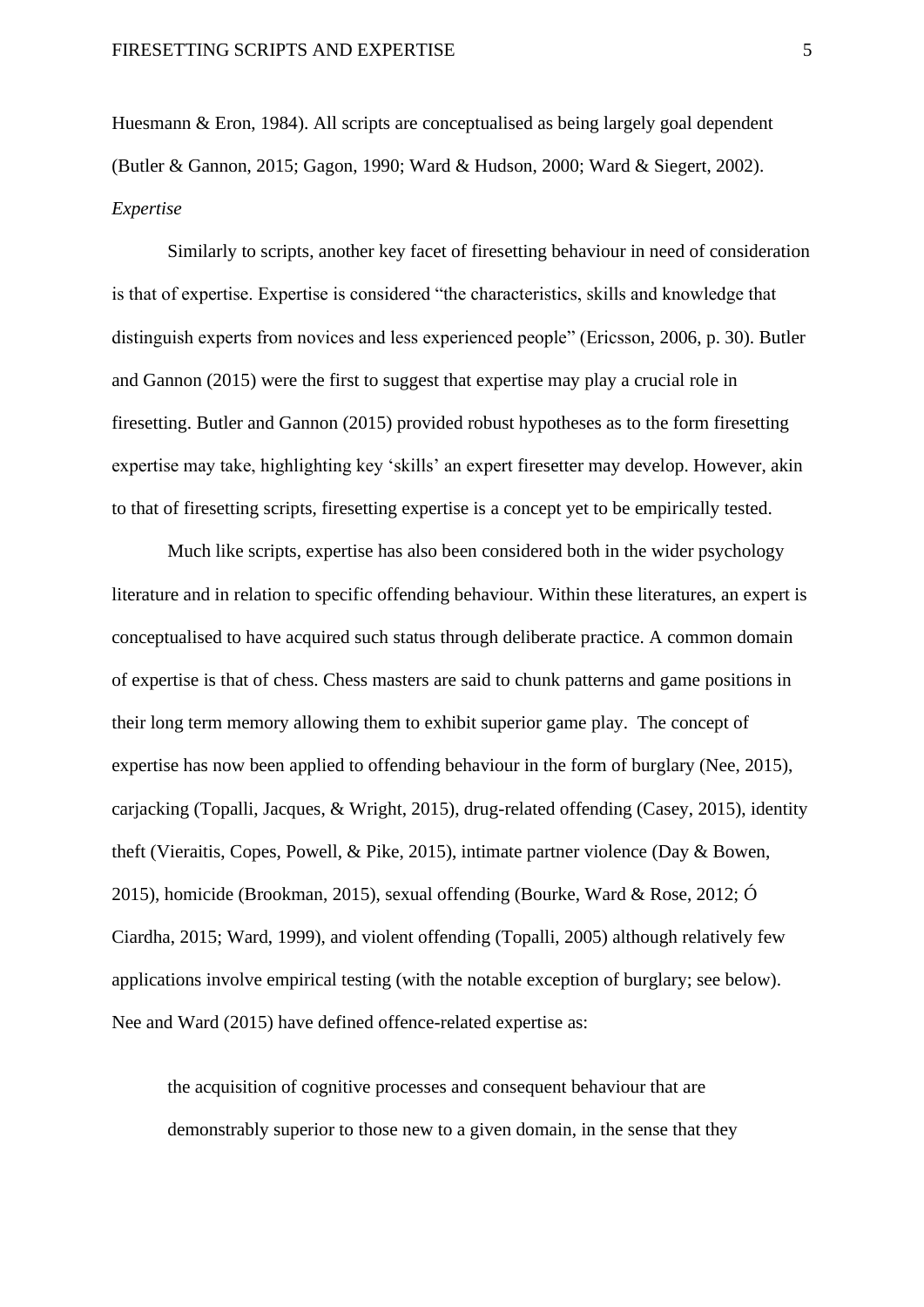Huesmann & Eron, 1984). All scripts are conceptualised as being largely goal dependent (Butler & Gannon, 2015; Gagon, 1990; Ward & Hudson, 2000; Ward & Siegert, 2002).

*Expertise*

Similarly to scripts, another key facet of firesetting behaviour in need of consideration is that of expertise. Expertise is considered "the characteristics, skills and knowledge that distinguish experts from novices and less experienced people" (Ericsson, 2006, p. 30). Butler and Gannon (2015) were the first to suggest that expertise may play a crucial role in firesetting. Butler and Gannon (2015) provided robust hypotheses as to the form firesetting expertise may take, highlighting key 'skills' an expert firesetter may develop. However, akin to that of firesetting scripts, firesetting expertise is a concept yet to be empirically tested.

Much like scripts, expertise has also been considered both in the wider psychology literature and in relation to specific offending behaviour. Within these literatures, an expert is conceptualised to have acquired such status through deliberate practice. A common domain of expertise is that of chess. Chess masters are said to chunk patterns and game positions in their long term memory allowing them to exhibit superior game play. The concept of expertise has now been applied to offending behaviour in the form of burglary (Nee, 2015), carjacking (Topalli, Jacques, & Wright, 2015), drug-related offending (Casey, 2015), identity theft (Vieraitis, Copes, Powell, & Pike, 2015), intimate partner violence (Day & Bowen, 2015), homicide (Brookman, 2015), sexual offending (Bourke, Ward & Rose, 2012; Ó Ciardha, 2015; Ward, 1999), and violent offending (Topalli, 2005) although relatively few applications involve empirical testing (with the notable exception of burglary; see below). Nee and Ward (2015) have defined offence-related expertise as:

> the acquisition of cognitive processes and consequent behaviour that are demonstrably superior to those new to a given domain, in the sense that they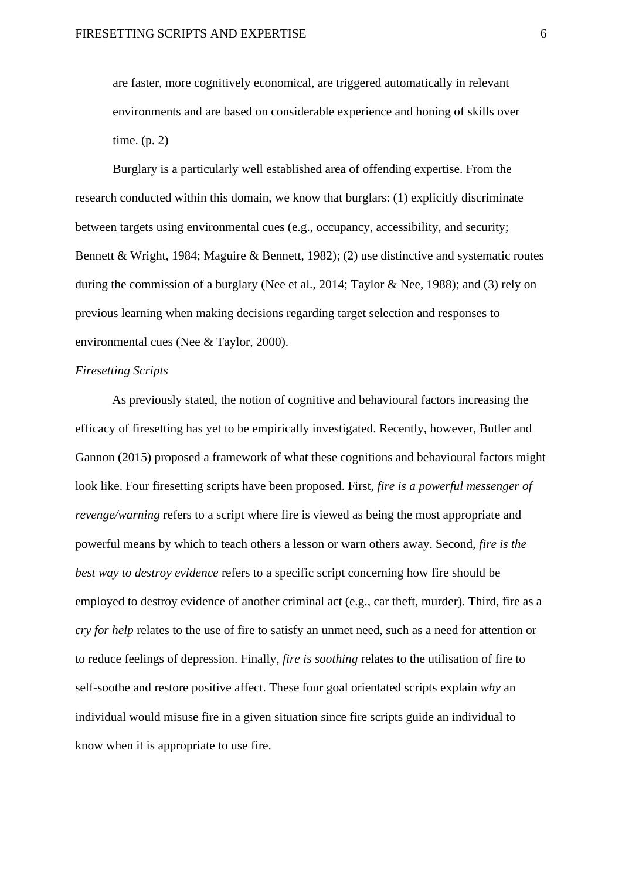are faster, more cognitively economical, are triggered automatically in relevant environments and are based on considerable experience and honing of skills over time. (p. 2)

Burglary is a particularly well established area of offending expertise. From the research conducted within this domain, we know that burglars: (1) explicitly discriminate between targets using environmental cues (e.g., occupancy, accessibility, and security; Bennett & Wright, 1984; Maguire & Bennett, 1982); (2) use distinctive and systematic routes during the commission of a burglary (Nee et al., 2014; Taylor & Nee, 1988); and (3) rely on previous learning when making decisions regarding target selection and responses to environmental cues (Nee & Taylor, 2000).

*Firesetting Scripts*

As previously stated, the notion of cognitive and behavioural factors increasing the efficacy of firesetting has yet to be empirically investigated. Recently, however, Butler and Gannon (2015) proposed a framework of what these cognitions and behavioural factors might look like. Four firesetting scripts have been proposed. First, *fire is a powerful messenger of revenge/warning* refers to a script where fire is viewed as being the most appropriate and powerful means by which to teach others a lesson or warn others away. Second, *fire is the best way to destroy evidence* refers to a specific script concerning how fire should be employed to destroy evidence of another criminal act (e.g., car theft, murder). Third, fire as a *cry for help* relates to the use of fire to satisfy an unmet need, such as a need for attention or to reduce feelings of depression. Finally, *fire is soothing* relates to the utilisation of fire to self-soothe and restore positive affect. These four goal orientated scripts explain *why* an individual would misuse fire in a given situation since fire scripts guide an individual to know when it is appropriate to use fire.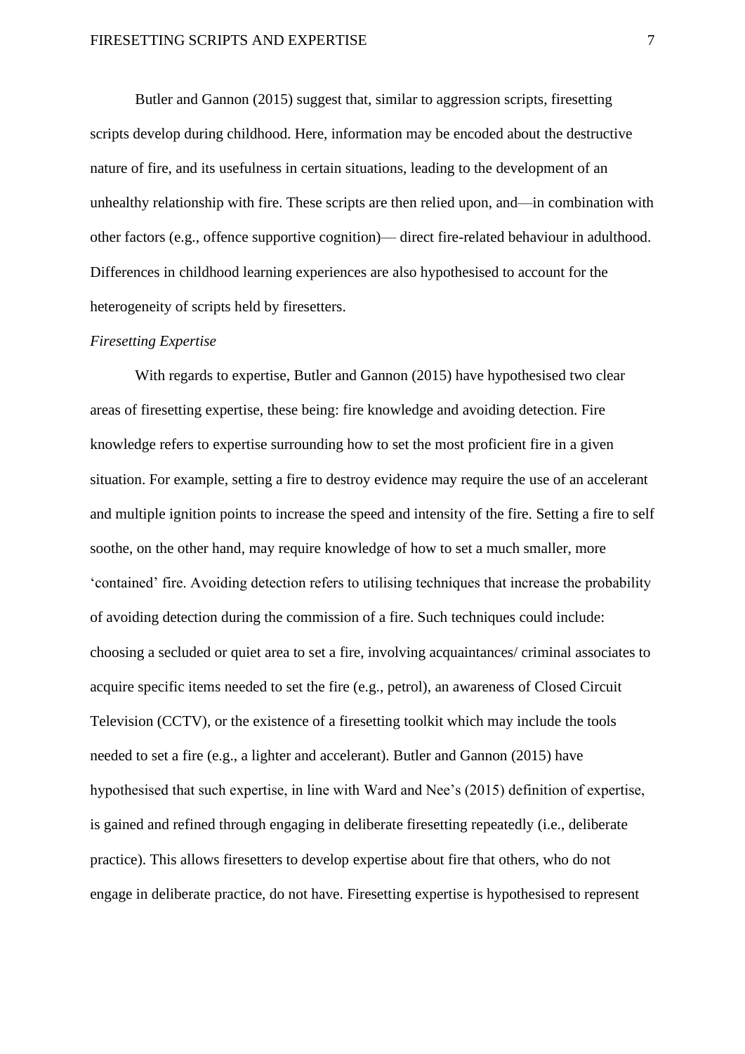Butler and Gannon (2015) suggest that, similar to aggression scripts, firesetting scripts develop during childhood. Here, information may be encoded about the destructive nature of fire, and its usefulness in certain situations, leading to the development of an unhealthy relationship with fire. These scripts are then relied upon, and—in combination with other factors (e.g., offence supportive cognition)— direct fire-related behaviour in adulthood. Differences in childhood learning experiences are also hypothesised to account for the heterogeneity of scripts held by firesetters.

*Firesetting Expertise*

With regards to expertise, Butler and Gannon (2015) have hypothesised two clear areas of firesetting expertise, these being: fire knowledge and avoiding detection. Fire knowledge refers to expertise surrounding how to set the most proficient fire in a given situation. For example, setting a fire to destroy evidence may require the use of an accelerant and multiple ignition points to increase the speed and intensity of the fire. Setting a fire to self soothe, on the other hand, may require knowledge of how to set a much smaller, more 'contained' fire. Avoiding detection refers to utilising techniques that increase the probability of avoiding detection during the commission of a fire. Such techniques could include: choosing a secluded or quiet area to set a fire, involving acquaintances/ criminal associates to acquire specific items needed to set the fire (e.g., petrol), an awareness of Closed Circuit Television (CCTV), or the existence of a firesetting toolkit which may include the tools needed to set a fire (e.g., a lighter and accelerant). Butler and Gannon (2015) have hypothesised that such expertise, in line with Ward and Nee's (2015) definition of expertise, is gained and refined through engaging in deliberate firesetting repeatedly (i.e., deliberate practice). This allows firesetters to develop expertise about fire that others, who do not engage in deliberate practice, do not have. Firesetting expertise is hypothesised to represent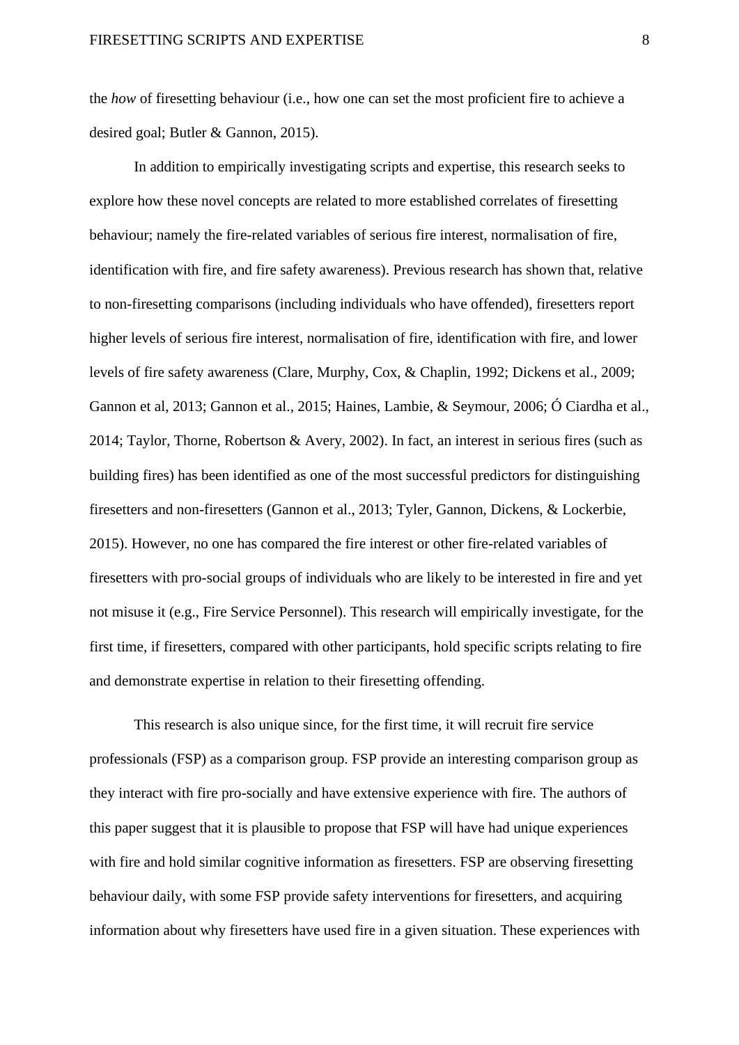the *how* of firesetting behaviour (i.e., how one can set the most proficient fire to achieve a desired goal; Butler & Gannon, 2015).

In addition to empirically investigating scripts and expertise, this research seeks to explore how these novel concepts are related to more established correlates of firesetting behaviour; namely the fire-related variables of serious fire interest, normalisation of fire, identification with fire, and fire safety awareness). Previous research has shown that, relative to non-firesetting comparisons (including individuals who have offended), firesetters report higher levels of serious fire interest, normalisation of fire, identification with fire, and lower levels of fire safety awareness (Clare, Murphy, Cox, & Chaplin, 1992; Dickens et al., 2009; Gannon et al, 2013; Gannon et al., 2015; Haines, Lambie, & Seymour, 2006; Ó Ciardha et al., 2014; Taylor, Thorne, Robertson & Avery, 2002). In fact, an interest in serious fires (such as building fires) has been identified as one of the most successful predictors for distinguishing firesetters and non-firesetters (Gannon et al., 2013; Tyler, Gannon, Dickens, & Lockerbie, 2015). However, no one has compared the fire interest or other fire-related variables of firesetters with pro-social groups of individuals who are likely to be interested in fire and yet not misuse it (e.g., Fire Service Personnel). This research will empirically investigate, for the first time, if firesetters, compared with other participants, hold specific scripts relating to fire and demonstrate expertise in relation to their firesetting offending.

This research is also unique since, for the first time, it will recruit fire service professionals (FSP) as a comparison group. FSP provide an interesting comparison group as they interact with fire pro-socially and have extensive experience with fire. The authors of this paper suggest that it is plausible to propose that FSP will have had unique experiences with fire and hold similar cognitive information as firesetters. FSP are observing firesetting behaviour daily, with some FSP provide safety interventions for firesetters, and acquiring information about why firesetters have used fire in a given situation. These experiences with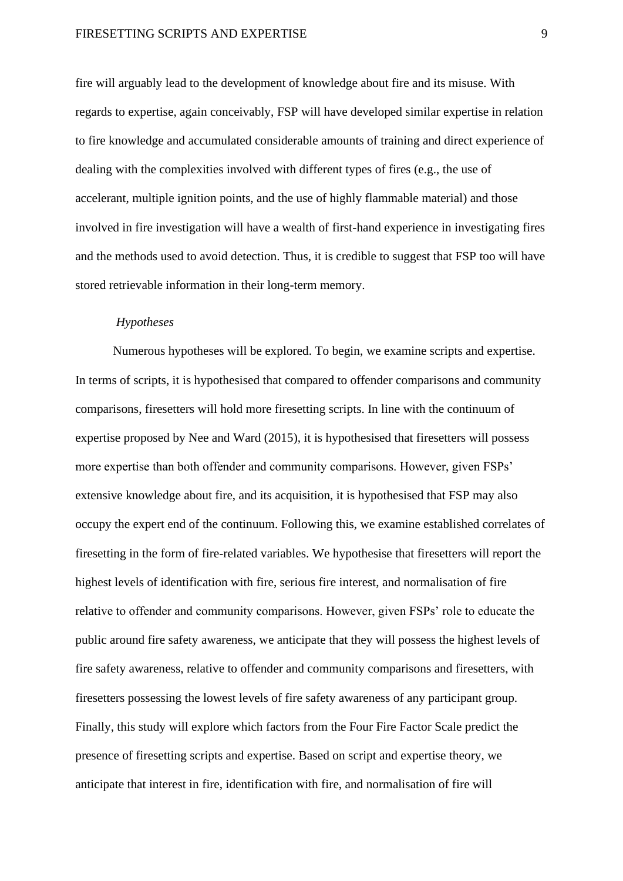fire will arguably lead to the development of knowledge about fire and its misuse. With regards to expertise, again conceivably, FSP will have developed similar expertise in relation to fire knowledge and accumulated considerable amounts of training and direct experience of dealing with the complexities involved with different types of fires (e.g., the use of accelerant, multiple ignition points, and the use of highly flammable material) and those involved in fire investigation will have a wealth of first-hand experience in investigating fires and the methods used to avoid detection. Thus, it is credible to suggest that FSP too will have stored retrievable information in their long-term memory.

### *Hypotheses*

Numerous hypotheses will be explored. To begin, we examine scripts and expertise. In terms of scripts, it is hypothesised that compared to offender comparisons and community comparisons, firesetters will hold more firesetting scripts. In line with the continuum of expertise proposed by Nee and Ward (2015), it is hypothesised that firesetters will possess more expertise than both offender and community comparisons. However, given FSPs' extensive knowledge about fire, and its acquisition, it is hypothesised that FSP may also occupy the expert end of the continuum. Following this, we examine established correlates of firesetting in the form of fire-related variables. We hypothesise that firesetters will report the highest levels of identification with fire, serious fire interest, and normalisation of fire relative to offender and community comparisons. However, given FSPs' role to educate the public around fire safety awareness, we anticipate that they will possess the highest levels of fire safety awareness, relative to offender and community comparisons and firesetters, with firesetters possessing the lowest levels of fire safety awareness of any participant group. Finally, this study will explore which factors from the Four Fire Factor Scale predict the presence of firesetting scripts and expertise. Based on script and expertise theory, we anticipate that interest in fire, identification with fire, and normalisation of fire will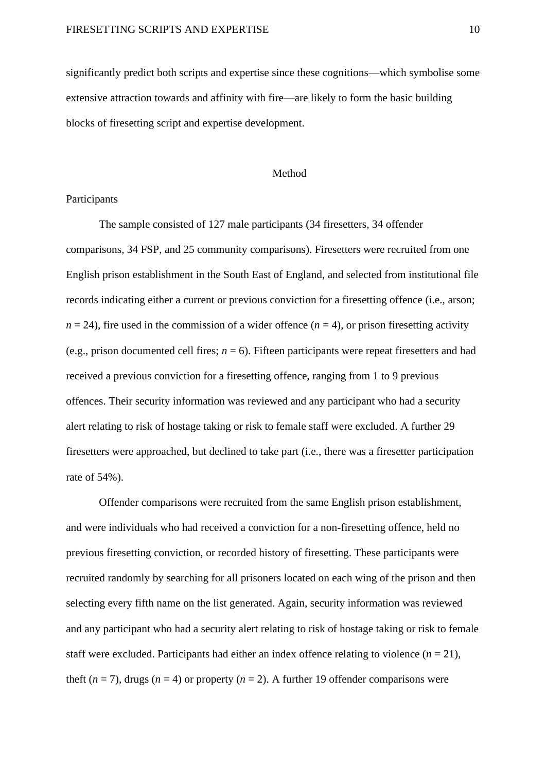significantly predict both scripts and expertise since these cognitions—which symbolise some extensive attraction towards and affinity with fire—are likely to form the basic building blocks of firesetting script and expertise development.

# Method

## Participants

The sample consisted of 127 male participants (34 firesetters, 34 offender comparisons, 34 FSP, and 25 community comparisons). Firesetters were recruited from one English prison establishment in the South East of England, and selected from institutional file records indicating either a current or previous conviction for a firesetting offence (i.e., arson; *n* = 24), fire used in the commission of a wider offence (*n* = 4), or prison firesetting activity (e.g., prison documented cell fires; *n* = 6). Fifteen participants were repeat firesetters and had received a previous conviction for a firesetting offence, ranging from 1 to 9 previous offences. Their security information was reviewed and any participant who had a security alert relating to risk of hostage taking or risk to female staff were excluded. A further 29 firesetters were approached, but declined to take part (i.e., there was a firesetter participation rate of 54%).

Offender comparisons were recruited from the same English prison establishment, and were individuals who had received a conviction for a non-firesetting offence, held no previous firesetting conviction, or recorded history of firesetting. These participants were recruited randomly by searching for all prisoners located on each wing of the prison and then selecting every fifth name on the list generated. Again, security information was reviewed and any participant who had a security alert relating to risk of hostage taking or risk to female staff were excluded. Participants had either an index offence relating to violence (*n* = 21), theft (*n* = 7), drugs (*n* = 4) or property (*n* = 2). A further 19 offender comparisons were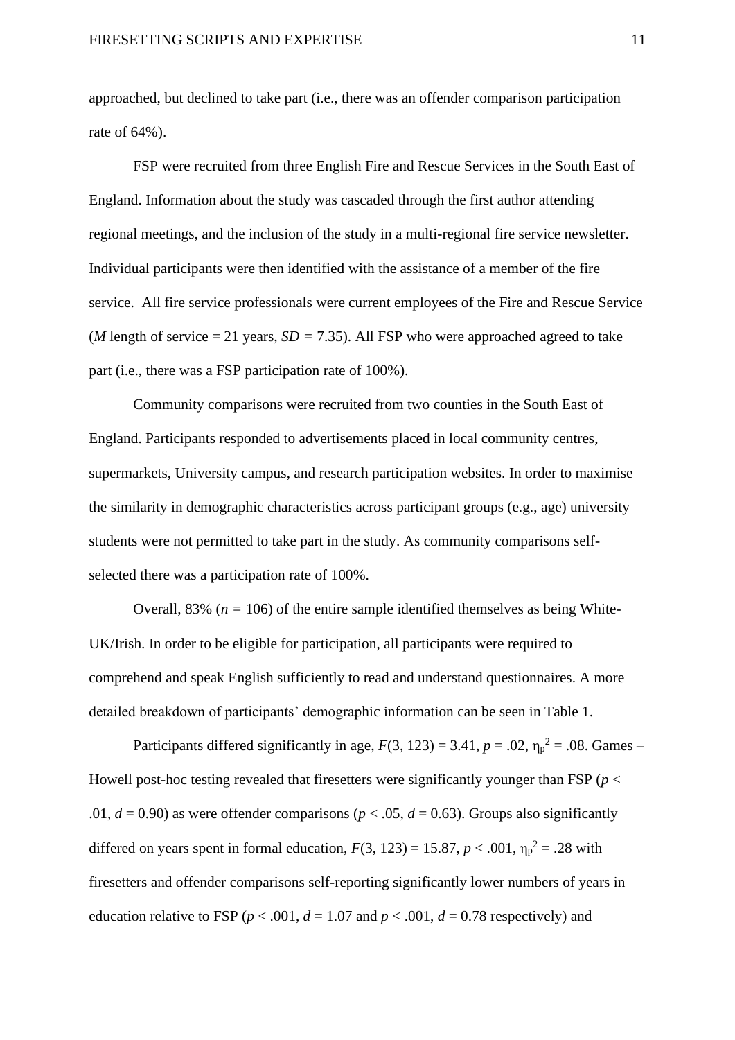approached, but declined to take part (i.e., there was an offender comparison participation rate of 64%).

FSP were recruited from three English Fire and Rescue Services in the South East of England. Information about the study was cascaded through the first author attending regional meetings, and the inclusion of the study in a multi-regional fire service newsletter. Individual participants were then identified with the assistance of a member of the fire service. All fire service professionals were current employees of the Fire and Rescue Service (*M* length of service = 21 years, *SD* = 7.35). All FSP who were approached agreed to take part (i.e., there was a FSP participation rate of 100%).

Community comparisons were recruited from two counties in the South East of England. Participants responded to advertisements placed in local community centres, supermarkets, University campus, and research participation websites. In order to maximise the similarity in demographic characteristics across participant groups (e.g., age) university students were not permitted to take part in the study. As community comparisons self-selected there was a participation rate of 100%.

Overall, 83% ($n = 106$) of the entire sample identified themselves as being White-UK/Irish. In order to be eligible for participation, all participants were required to comprehend and speak English sufficiently to read and understand questionnaires. A more detailed breakdown of participants' demographic information can be seen in Table 1.

Participants differed significantly in age, $F(3, 123) = 3.41$, $p = .02$, $\eta_p^2 = .08$. Games – Howell post-hoc testing revealed that firesetters were significantly younger than FSP ($p < .01$, $d = 0.90$) as were offender comparisons ($p < .05$, $d = 0.63$). Groups also significantly differed on years spent in formal education, $F(3, 123) = 15.87$, $p < .001$, $\eta_p^2 = .28$ with firesetters and offender comparisons self-reporting significantly lower numbers of years in education relative to FSP ($p < .001$, $d = 1.07$ and $p < .001$, $d = 0.78$ respectively) and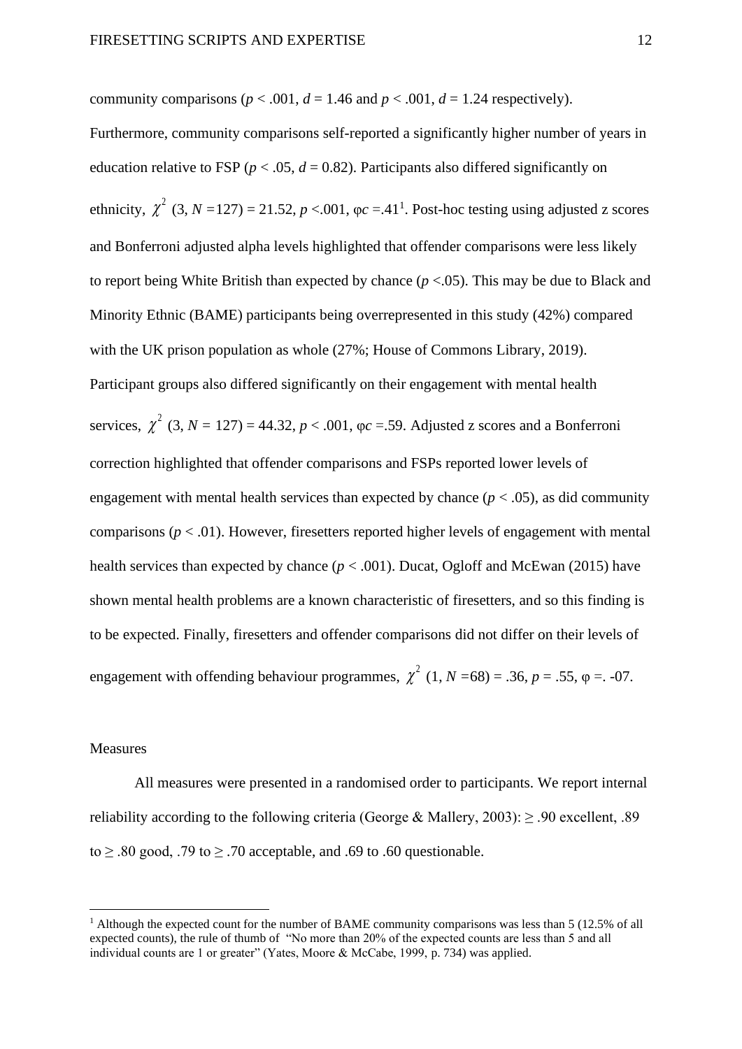community comparisons ($p < .001$, $d = 1.46$ and $p < .001$, $d = 1.24$ respectively). Furthermore, community comparisons self-reported a significantly higher number of years in education relative to FSP ($p < .05$, $d = 0.82$). Participants also differed significantly on ethnicity, $\chi^2$ (3, $N$ =127) = 21.52, $p$ <.001, φ$c$ =.41[1]. Post-hoc testing using adjusted z scores and Bonferroni adjusted alpha levels highlighted that offender comparisons were less likely to report being White British than expected by chance ($p$ <.05). This may be due to Black and Minority Ethnic (BAME) participants being overrepresented in this study (42%) compared with the UK prison population as whole (27%; House of Commons Library, 2019). Participant groups also differed significantly on their engagement with mental health services, $\chi^2$ (3, $N$ = 127) = 44.32, $p$ < .001, φ$c$ =.59. Adjusted z scores and a Bonferroni correction highlighted that offender comparisons and FSPs reported lower levels of engagement with mental health services than expected by chance ($p$ < .05), as did community comparisons ($p$ < .01). However, firesetters reported higher levels of engagement with mental health services than expected by chance ($p$ < .001). Ducat, Ogloff and McEwan (2015) have shown mental health problems are a known characteristic of firesetters, and so this finding is to be expected. Finally, firesetters and offender comparisons did not differ on their levels of engagement with offending behaviour programmes, $\chi^2$ (1, $N$ =68) = .36, $p$ = .55, φ =. -07.

Measures

All measures were presented in a randomised order to participants. We report internal reliability according to the following criteria (George & Mallery, 2003): ≥ .90 excellent, .89 to ≥ .80 good, .79 to ≥ .70 acceptable, and .69 to .60 questionable.

---

[1] Although the expected count for the number of BAME community comparisons was less than 5 (12.5% of all expected counts), the rule of thumb of "No more than 20% of the expected counts are less than 5 and all individual counts are 1 or greater" (Yates, Moore & McCabe, 1999, p. 734) was applied.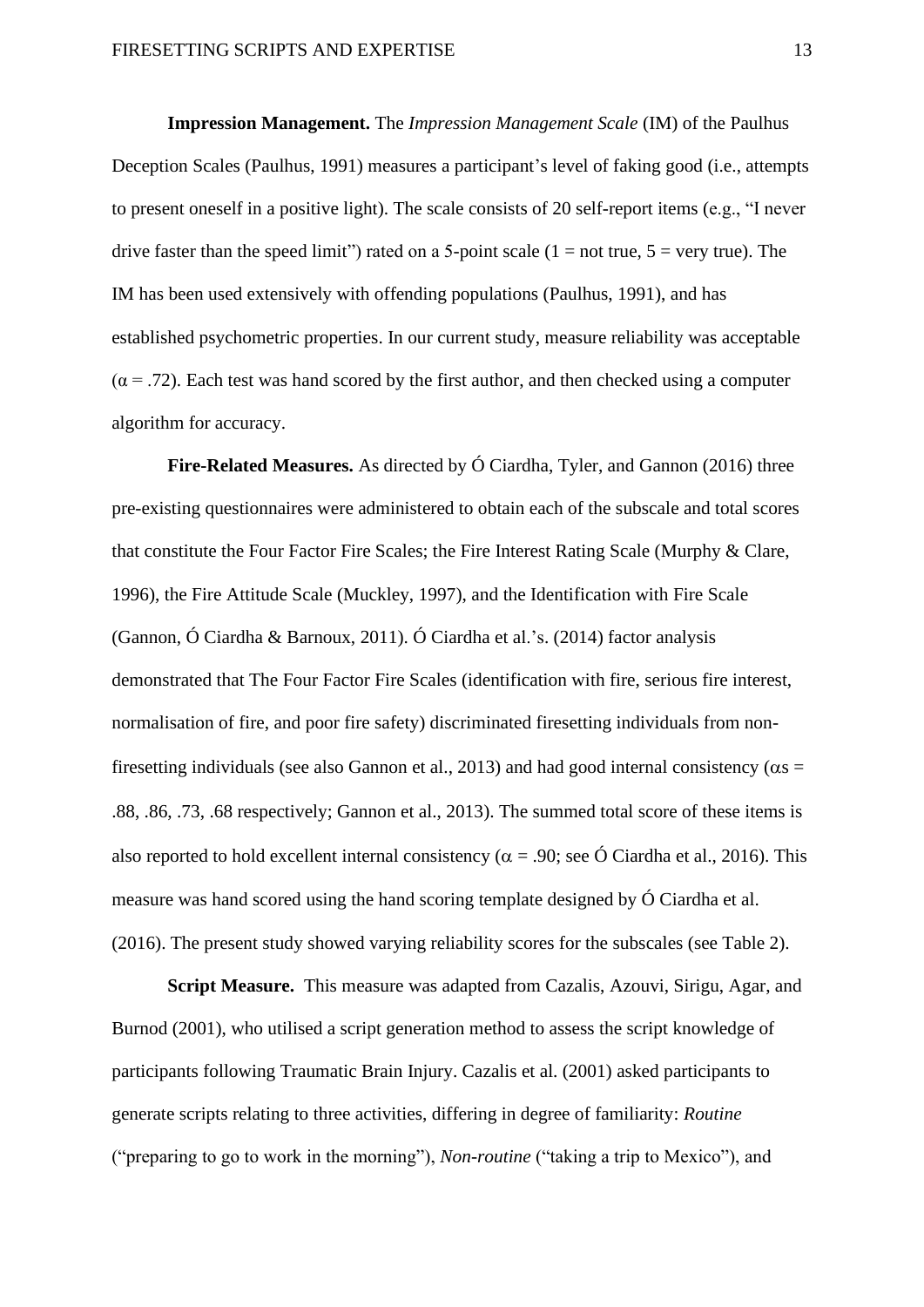**Impression Management.** The *Impression Management Scale* (IM) of the Paulhus Deception Scales (Paulhus, 1991) measures a participant's level of faking good (i.e., attempts to present oneself in a positive light). The scale consists of 20 self-report items (e.g., "I never drive faster than the speed limit") rated on a 5-point scale (1 = not true, 5 = very true). The IM has been used extensively with offending populations (Paulhus, 1991), and has established psychometric properties. In our current study, measure reliability was acceptable ($\alpha$ = .72). Each test was hand scored by the first author, and then checked using a computer algorithm for accuracy.

**Fire-Related Measures.** As directed by Ó Ciardha, Tyler, and Gannon (2016) three pre-existing questionnaires were administered to obtain each of the subscale and total scores that constitute the Four Factor Fire Scales; the Fire Interest Rating Scale (Murphy & Clare, 1996), the Fire Attitude Scale (Muckley, 1997), and the Identification with Fire Scale (Gannon, Ó Ciardha & Barnoux, 2011). Ó Ciardha et al.'s. (2014) factor analysis demonstrated that The Four Factor Fire Scales (identification with fire, serious fire interest, normalisation of fire, and poor fire safety) discriminated firesetting individuals from non-firesetting individuals (see also Gannon et al., 2013) and had good internal consistency ($\alpha$s = .88, .86, .73, .68 respectively; Gannon et al., 2013). The summed total score of these items is also reported to hold excellent internal consistency ($\alpha$ = .90; see Ó Ciardha et al., 2016). This measure was hand scored using the hand scoring template designed by Ó Ciardha et al. (2016). The present study showed varying reliability scores for the subscales (see Table 2).

**Script Measure.** This measure was adapted from Cazalis, Azouvi, Sirigu, Agar, and Burnod (2001), who utilised a script generation method to assess the script knowledge of participants following Traumatic Brain Injury. Cazalis et al. (2001) asked participants to generate scripts relating to three activities, differing in degree of familiarity: *Routine* ("preparing to go to work in the morning"), *Non-routine* ("taking a trip to Mexico"), and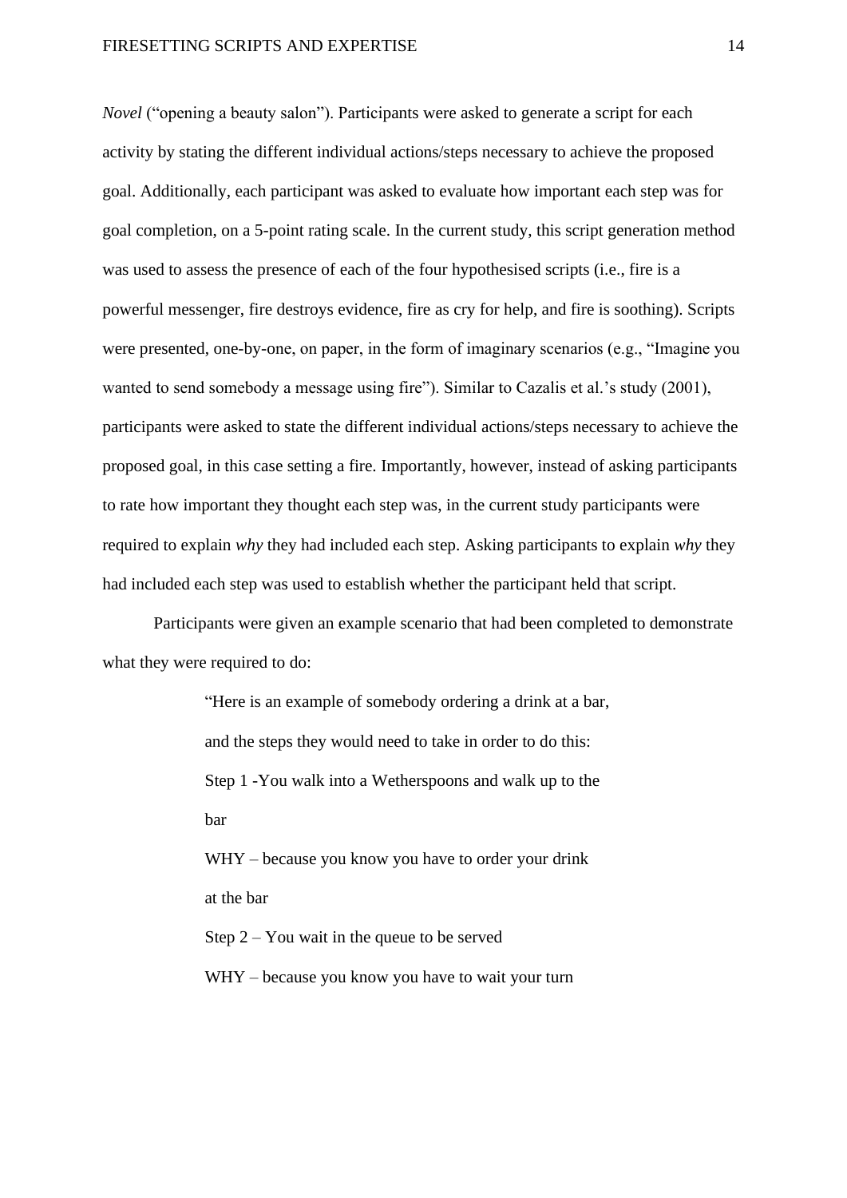*Novel* ("opening a beauty salon"). Participants were asked to generate a script for each activity by stating the different individual actions/steps necessary to achieve the proposed goal. Additionally, each participant was asked to evaluate how important each step was for goal completion, on a 5-point rating scale. In the current study, this script generation method was used to assess the presence of each of the four hypothesised scripts (i.e., fire is a powerful messenger, fire destroys evidence, fire as cry for help, and fire is soothing). Scripts were presented, one-by-one, on paper, in the form of imaginary scenarios (e.g., "Imagine you wanted to send somebody a message using fire"). Similar to Cazalis et al.'s study (2001), participants were asked to state the different individual actions/steps necessary to achieve the proposed goal, in this case setting a fire. Importantly, however, instead of asking participants to rate how important they thought each step was, in the current study participants were required to explain *why* they had included each step. Asking participants to explain *why* they had included each step was used to establish whether the participant held that script.

Participants were given an example scenario that had been completed to demonstrate what they were required to do:

> "Here is an example of somebody ordering a drink at a bar, and the steps they would need to take in order to do this:
>
> Step 1 -You walk into a Wetherspoons and walk up to the bar
>
> WHY – because you know you have to order your drink at the bar
>
> Step 2 – You wait in the queue to be served
>
> WHY – because you know you have to wait your turn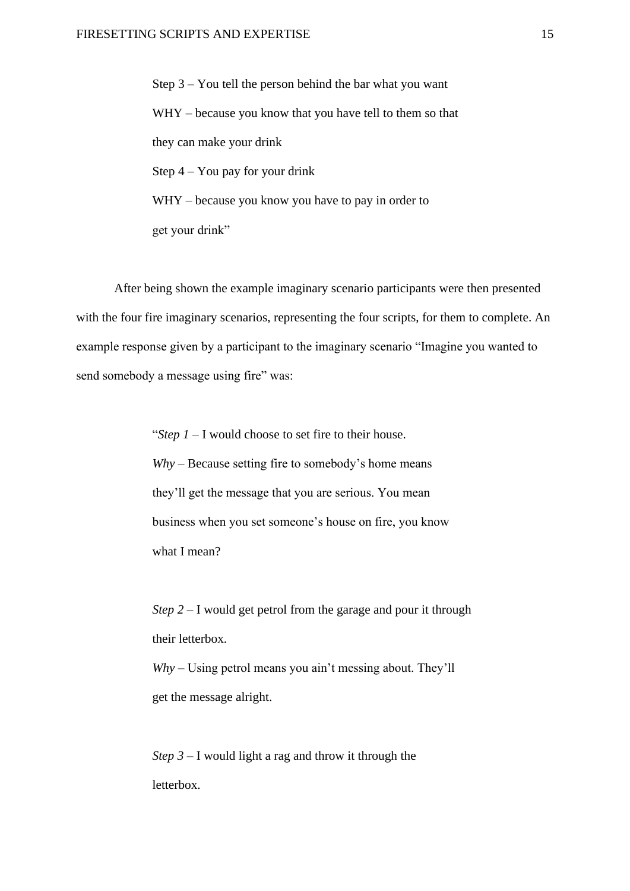Step 3 – You tell the person behind the bar what you want

WHY – because you know that you have tell to them so that they can make your drink

Step 4 – You pay for your drink

WHY – because you know you have to pay in order to get your drink"

After being shown the example imaginary scenario participants were then presented with the four fire imaginary scenarios, representing the four scripts, for them to complete. An example response given by a participant to the imaginary scenario "Imagine you wanted to send somebody a message using fire" was:

"*Step 1* – I would choose to set fire to their house.

*Why* – Because setting fire to somebody's home means they'll get the message that you are serious. You mean business when you set someone's house on fire, you know what I mean?

*Step 2* – I would get petrol from the garage and pour it through their letterbox.

*Why* – Using petrol means you ain't messing about. They'll get the message alright.

*Step 3* – I would light a rag and throw it through the letterbox.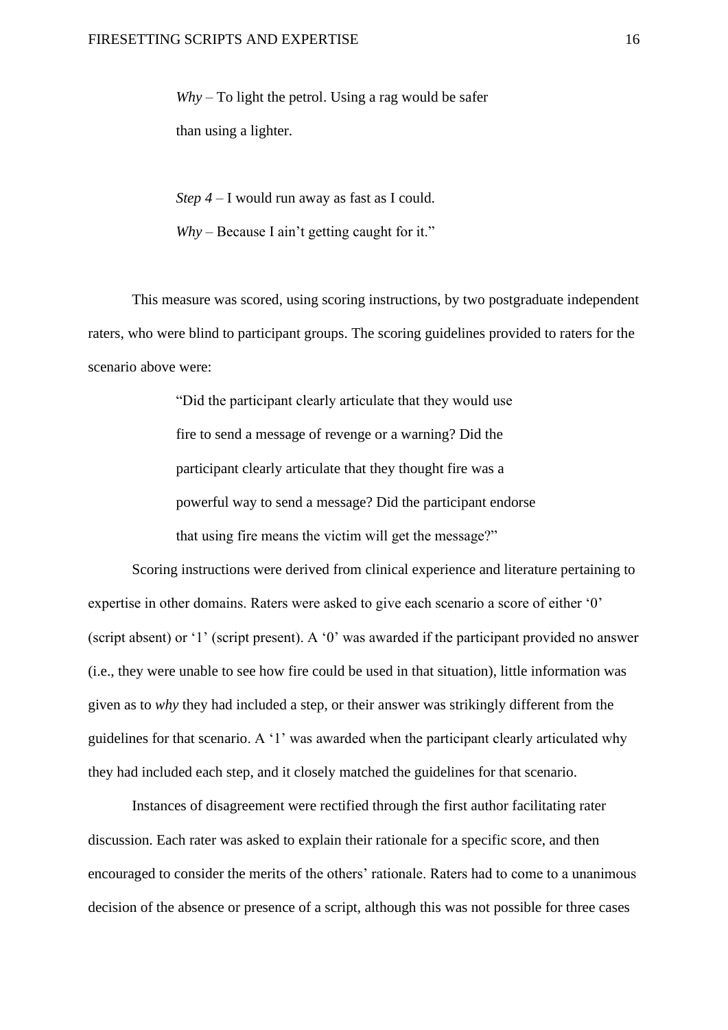> *Why* – To light the petrol. Using a rag would be safer than using a lighter.
>
> *Step 4* – I would run away as fast as I could.
> *Why* – Because I ain't getting caught for it."

This measure was scored, using scoring instructions, by two postgraduate independent raters, who were blind to participant groups. The scoring guidelines provided to raters for the scenario above were:

> "Did the participant clearly articulate that they would use fire to send a message of revenge or a warning? Did the participant clearly articulate that they thought fire was a powerful way to send a message? Did the participant endorse that using fire means the victim will get the message?"

Scoring instructions were derived from clinical experience and literature pertaining to expertise in other domains. Raters were asked to give each scenario a score of either '0' (script absent) or '1' (script present). A '0' was awarded if the participant provided no answer (i.e., they were unable to see how fire could be used in that situation), little information was given as to *why* they had included a step, or their answer was strikingly different from the guidelines for that scenario. A '1' was awarded when the participant clearly articulated why they had included each step, and it closely matched the guidelines for that scenario.

Instances of disagreement were rectified through the first author facilitating rater discussion. Each rater was asked to explain their rationale for a specific score, and then encouraged to consider the merits of the others' rationale. Raters had to come to a unanimous decision of the absence or presence of a script, although this was not possible for three cases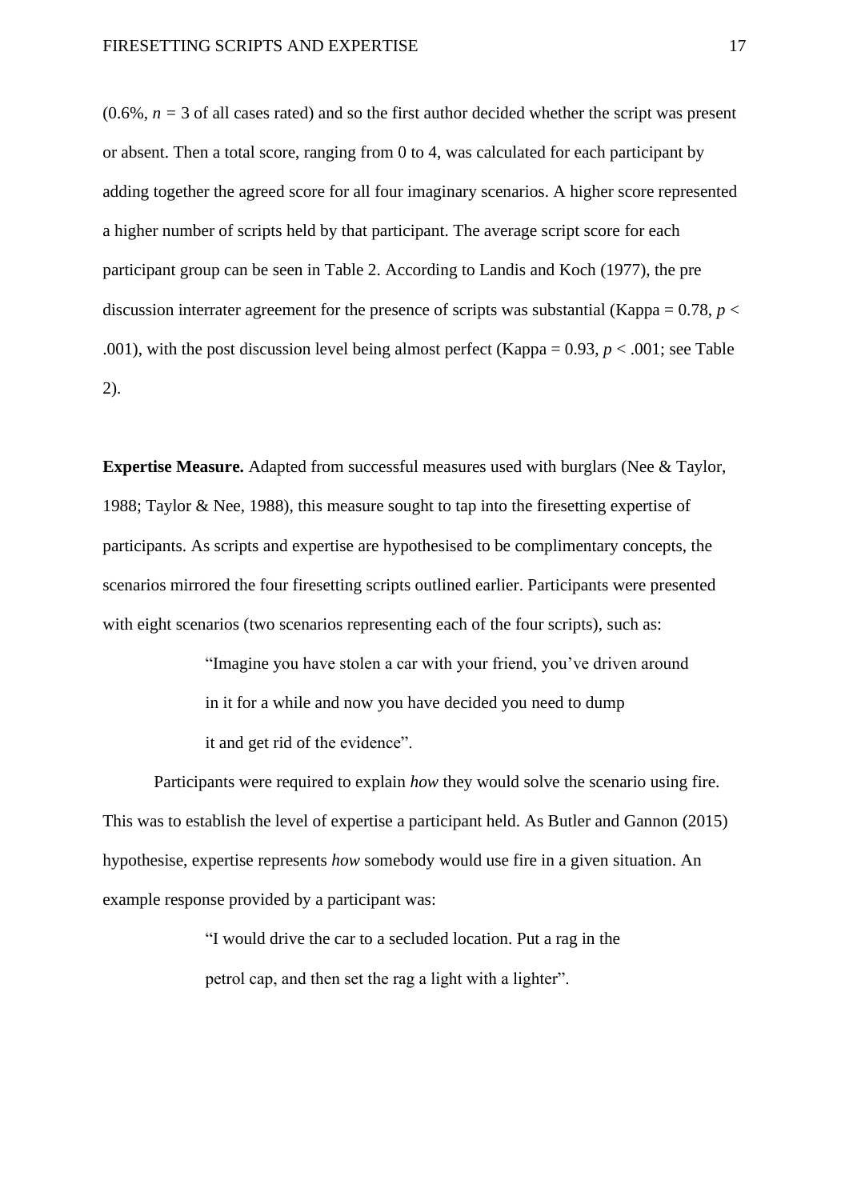(0.6%, $n = 3$ of all cases rated) and so the first author decided whether the script was present or absent. Then a total score, ranging from 0 to 4, was calculated for each participant by adding together the agreed score for all four imaginary scenarios. A higher score represented a higher number of scripts held by that participant. The average script score for each participant group can be seen in Table 2. According to Landis and Koch (1977), the pre discussion interrater agreement for the presence of scripts was substantial (Kappa = 0.78, $p < .001$), with the post discussion level being almost perfect (Kappa = 0.93, $p < .001$; see Table 2).

**Expertise Measure.** Adapted from successful measures used with burglars (Nee & Taylor, 1988; Taylor & Nee, 1988), this measure sought to tap into the firesetting expertise of participants. As scripts and expertise are hypothesised to be complimentary concepts, the scenarios mirrored the four firesetting scripts outlined earlier. Participants were presented with eight scenarios (two scenarios representing each of the four scripts), such as:

> "Imagine you have stolen a car with your friend, you've driven around in it for a while and now you have decided you need to dump it and get rid of the evidence".

Participants were required to explain *how* they would solve the scenario using fire. This was to establish the level of expertise a participant held. As Butler and Gannon (2015) hypothesise, expertise represents *how* somebody would use fire in a given situation. An example response provided by a participant was:

> "I would drive the car to a secluded location. Put a rag in the petrol cap, and then set the rag a light with a lighter".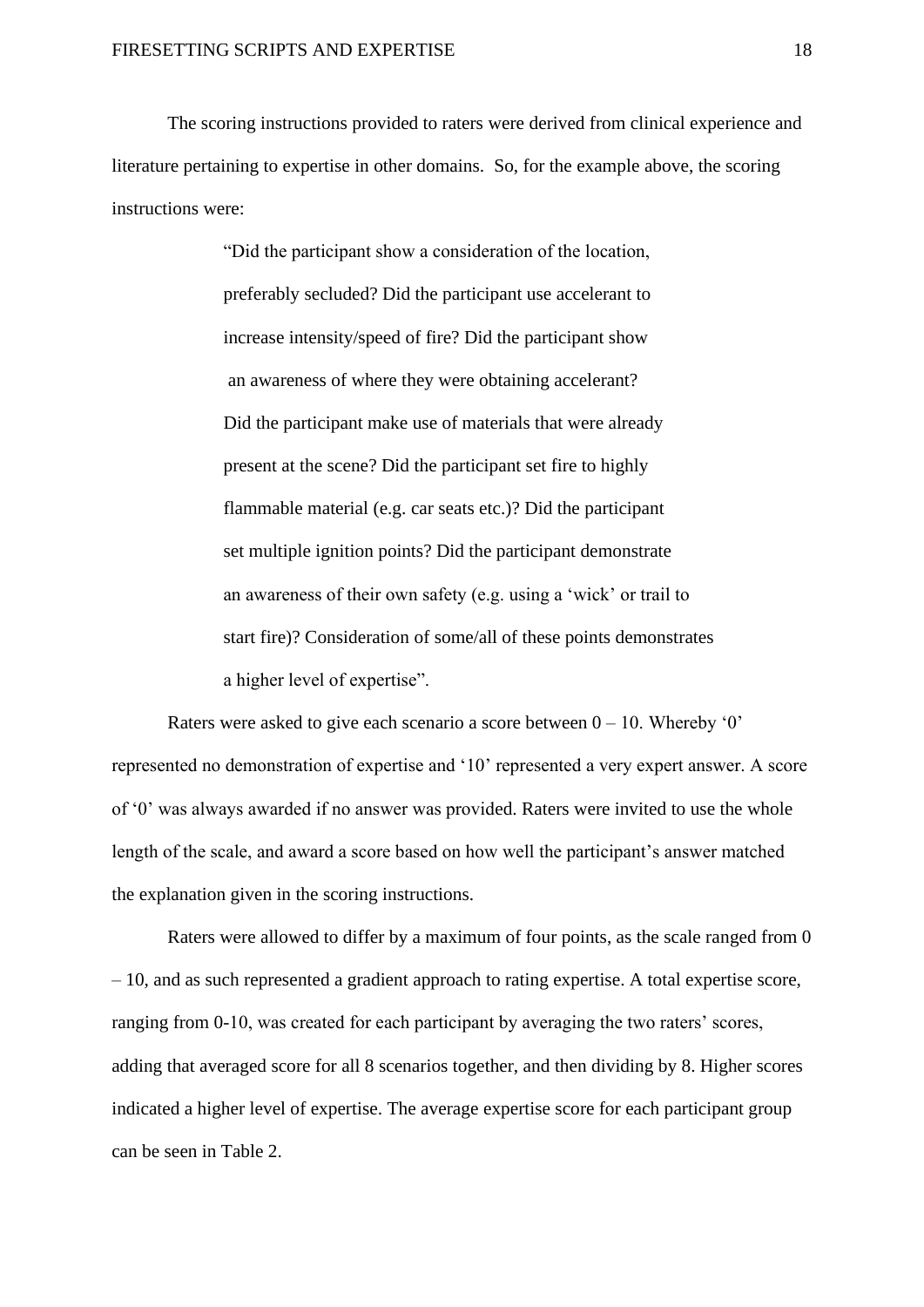The scoring instructions provided to raters were derived from clinical experience and literature pertaining to expertise in other domains.  So, for the example above, the scoring instructions were:

> "Did the participant show a consideration of the location, preferably secluded? Did the participant use accelerant to increase intensity/speed of fire? Did the participant show an awareness of where they were obtaining accelerant? Did the participant make use of materials that were already present at the scene? Did the participant set fire to highly flammable material (e.g. car seats etc.)? Did the participant set multiple ignition points? Did the participant demonstrate an awareness of their own safety (e.g. using a 'wick' or trail to start fire)? Consideration of some/all of these points demonstrates a higher level of expertise".

Raters were asked to give each scenario a score between 0 – 10. Whereby '0' represented no demonstration of expertise and '10' represented a very expert answer. A score of '0' was always awarded if no answer was provided. Raters were invited to use the whole length of the scale, and award a score based on how well the participant's answer matched the explanation given in the scoring instructions.

Raters were allowed to differ by a maximum of four points, as the scale ranged from 0 – 10, and as such represented a gradient approach to rating expertise. A total expertise score, ranging from 0-10, was created for each participant by averaging the two raters' scores, adding that averaged score for all 8 scenarios together, and then dividing by 8. Higher scores indicated a higher level of expertise. The average expertise score for each participant group can be seen in Table 2.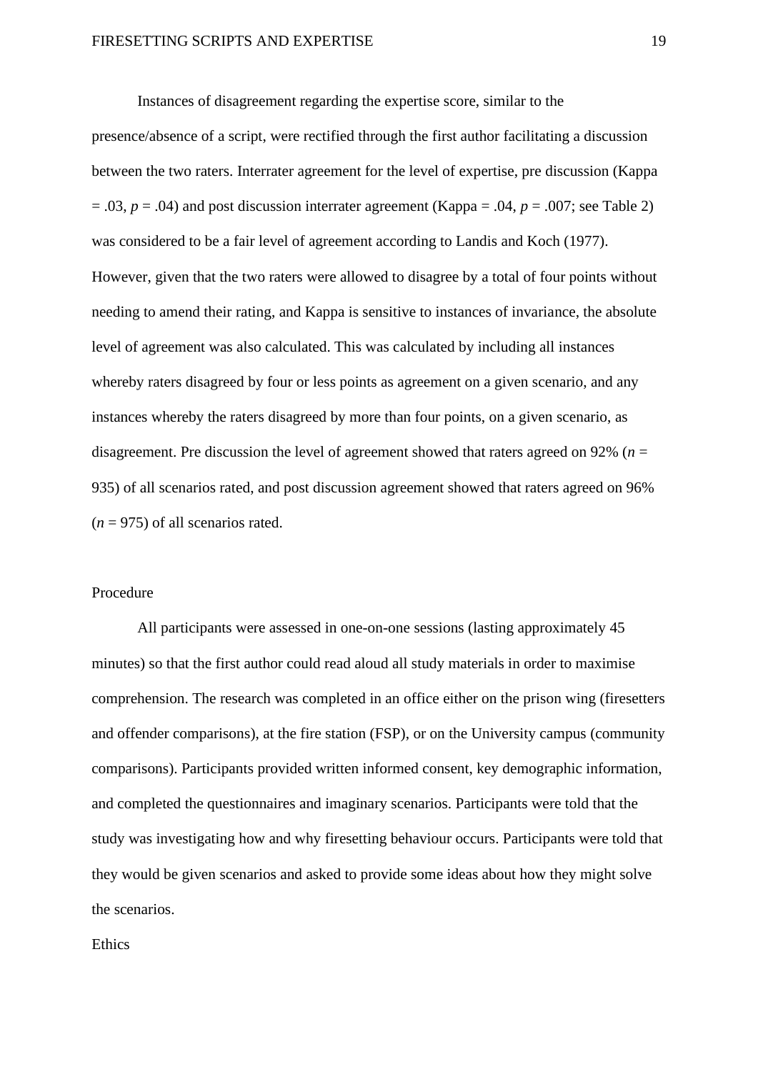Instances of disagreement regarding the expertise score, similar to the presence/absence of a script, were rectified through the first author facilitating a discussion between the two raters. Interrater agreement for the level of expertise, pre discussion (Kappa = .03, $p$ = .04) and post discussion interrater agreement (Kappa = .04, $p$ = .007; see Table 2) was considered to be a fair level of agreement according to Landis and Koch (1977). However, given that the two raters were allowed to disagree by a total of four points without needing to amend their rating, and Kappa is sensitive to instances of invariance, the absolute level of agreement was also calculated. This was calculated by including all instances whereby raters disagreed by four or less points as agreement on a given scenario, and any instances whereby the raters disagreed by more than four points, on a given scenario, as disagreement. Pre discussion the level of agreement showed that raters agreed on 92% ($n$ = 935) of all scenarios rated, and post discussion agreement showed that raters agreed on 96% ($n$ = 975) of all scenarios rated.

## Procedure

All participants were assessed in one-on-one sessions (lasting approximately 45 minutes) so that the first author could read aloud all study materials in order to maximise comprehension. The research was completed in an office either on the prison wing (firesetters and offender comparisons), at the fire station (FSP), or on the University campus (community comparisons). Participants provided written informed consent, key demographic information, and completed the questionnaires and imaginary scenarios. Participants were told that the study was investigating how and why firesetting behaviour occurs. Participants were told that they would be given scenarios and asked to provide some ideas about how they might solve the scenarios.

## Ethics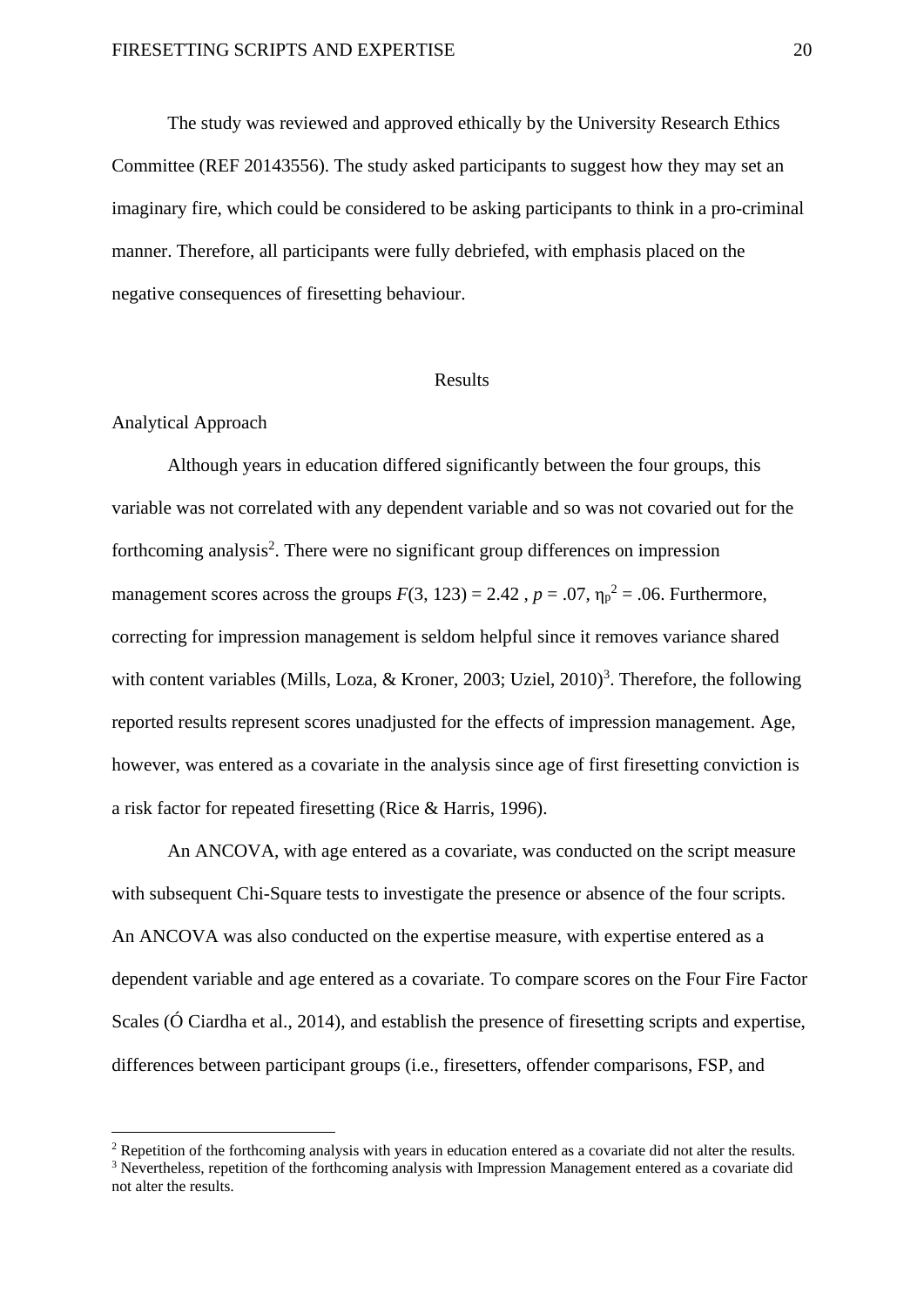The study was reviewed and approved ethically by the University Research Ethics Committee (REF 20143556). The study asked participants to suggest how they may set an imaginary fire, which could be considered to be asking participants to think in a pro-criminal manner. Therefore, all participants were fully debriefed, with emphasis placed on the negative consequences of firesetting behaviour.

## Results

### Analytical Approach

Although years in education differed significantly between the four groups, this variable was not correlated with any dependent variable and so was not covaried out for the forthcoming analysis[2]. There were no significant group differences on impression management scores across the groups $F(3, 123) = 2.42$ , $p = .07$, $\eta_p^2 = .06$. Furthermore, correcting for impression management is seldom helpful since it removes variance shared with content variables (Mills, Loza, & Kroner, 2003; Uziel, 2010)[3]. Therefore, the following reported results represent scores unadjusted for the effects of impression management. Age, however, was entered as a covariate in the analysis since age of first firesetting conviction is a risk factor for repeated firesetting (Rice & Harris, 1996).

An ANCOVA, with age entered as a covariate, was conducted on the script measure with subsequent Chi-Square tests to investigate the presence or absence of the four scripts. An ANCOVA was also conducted on the expertise measure, with expertise entered as a dependent variable and age entered as a covariate. To compare scores on the Four Fire Factor Scales (Ó Ciardha et al., 2014), and establish the presence of firesetting scripts and expertise, differences between participant groups (i.e., firesetters, offender comparisons, FSP, and

[2] Repetition of the forthcoming analysis with years in education entered as a covariate did not alter the results.
[3] Nevertheless, repetition of the forthcoming analysis with Impression Management entered as a covariate did not alter the results.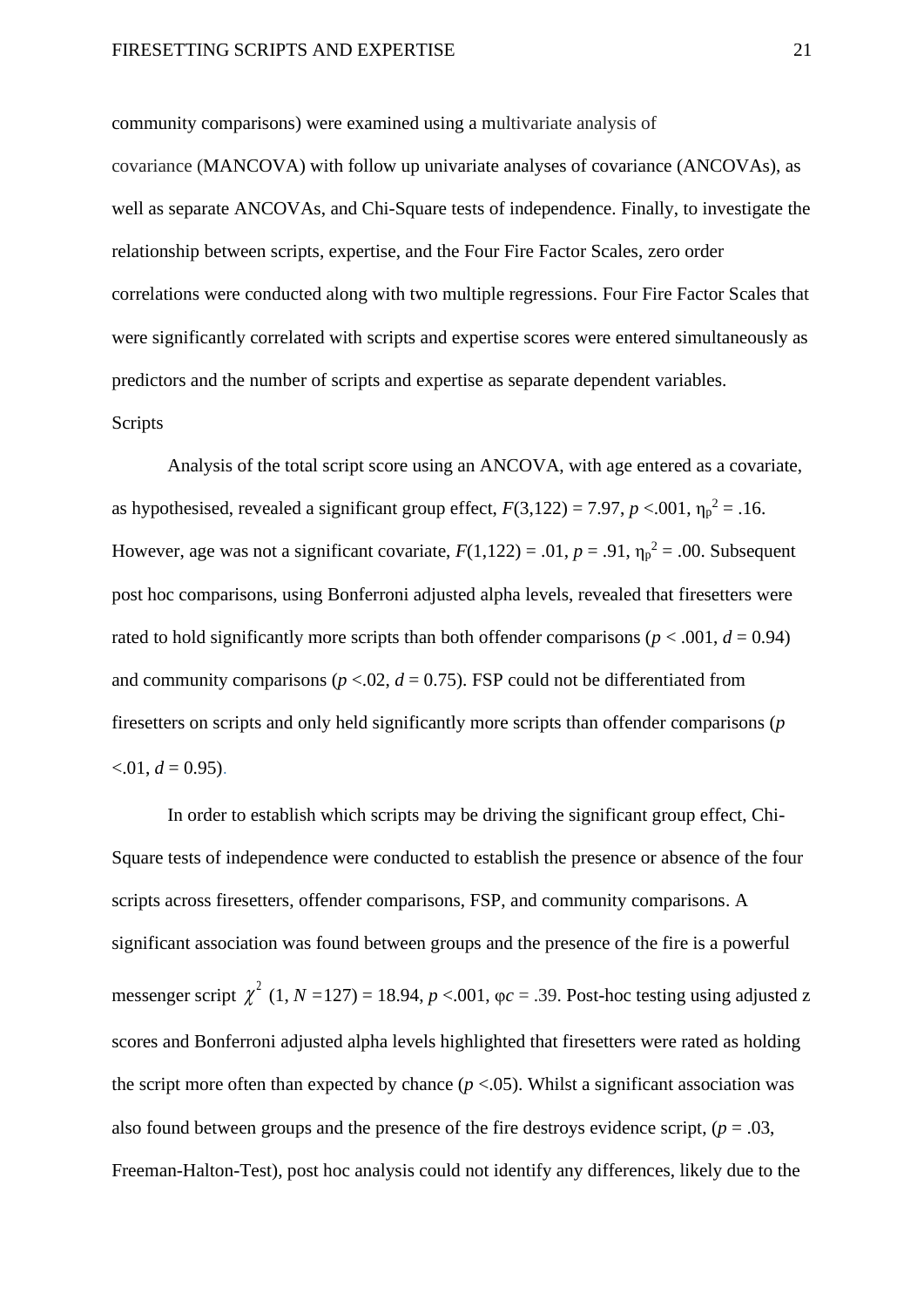community comparisons) were examined using a multivariate analysis of covariance (MANCOVA) with follow up univariate analyses of covariance (ANCOVAs), as well as separate ANCOVAs, and Chi-Square tests of independence. Finally, to investigate the relationship between scripts, expertise, and the Four Fire Factor Scales, zero order correlations were conducted along with two multiple regressions. Four Fire Factor Scales that were significantly correlated with scripts and expertise scores were entered simultaneously as predictors and the number of scripts and expertise as separate dependent variables.

Scripts

Analysis of the total script score using an ANCOVA, with age entered as a covariate, as hypothesised, revealed a significant group effect, $F(3,122) = 7.97$, $p < .001$, $\eta_p^2 = .16$. However, age was not a significant covariate, $F(1,122) = .01$, $p = .91$, $\eta_p^2 = .00$. Subsequent post hoc comparisons, using Bonferroni adjusted alpha levels, revealed that firesetters were rated to hold significantly more scripts than both offender comparisons ($p < .001$, $d = 0.94$) and community comparisons ($p < .02$, $d = 0.75$). FSP could not be differentiated from firesetters on scripts and only held significantly more scripts than offender comparisons ($p < .01$, $d = 0.95$).

In order to establish which scripts may be driving the significant group effect, Chi-Square tests of independence were conducted to establish the presence or absence of the four scripts across firesetters, offender comparisons, FSP, and community comparisons. A significant association was found between groups and the presence of the fire is a powerful messenger script $\chi^2$ (1, $N$ =127) = 18.94, $p < .001$, $\varphi c = .39$. Post-hoc testing using adjusted z scores and Bonferroni adjusted alpha levels highlighted that firesetters were rated as holding the script more often than expected by chance ($p < .05$). Whilst a significant association was also found between groups and the presence of the fire destroys evidence script, ($p = .03$, Freeman-Halton-Test), post hoc analysis could not identify any differences, likely due to the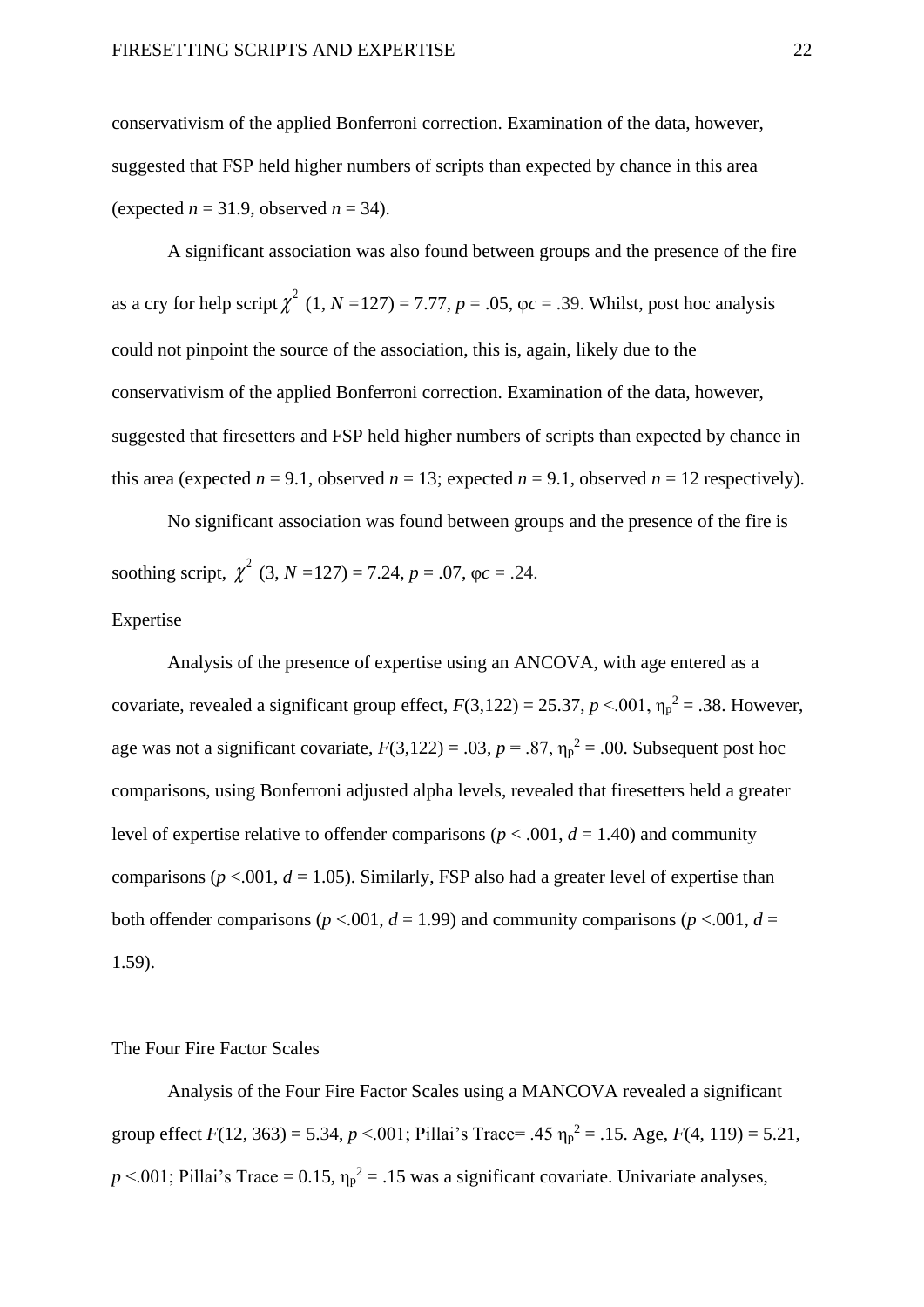conservativism of the applied Bonferroni correction. Examination of the data, however, suggested that FSP held higher numbers of scripts than expected by chance in this area (expected $n$ = 31.9, observed $n$ = 34).

A significant association was also found between groups and the presence of the fire as a cry for help script $\chi^2$ (1, $N$ =127) = 7.77, $p$ = .05, φ$c$ = .39. Whilst, post hoc analysis could not pinpoint the source of the association, this is, again, likely due to the conservativism of the applied Bonferroni correction. Examination of the data, however, suggested that firesetters and FSP held higher numbers of scripts than expected by chance in this area (expected $n$ = 9.1, observed $n$ = 13; expected $n$ = 9.1, observed $n$ = 12 respectively).

No significant association was found between groups and the presence of the fire is soothing script, $\chi^2$ (3, $N$ =127) = 7.24, $p$ = .07, φ$c$ = .24.

## Expertise

Analysis of the presence of expertise using an ANCOVA, with age entered as a covariate, revealed a significant group effect, $F$(3,122) = 25.37, $p$ <.001, $\eta_p^2$ = .38. However, age was not a significant covariate, $F$(3,122) = .03, $p$ = .87, $\eta_p^2$ = .00. Subsequent post hoc comparisons, using Bonferroni adjusted alpha levels, revealed that firesetters held a greater level of expertise relative to offender comparisons ($p$ < .001, $d$ = 1.40) and community comparisons ($p$ <.001, $d$ = 1.05). Similarly, FSP also had a greater level of expertise than both offender comparisons ($p$ <.001, $d$ = 1.99) and community comparisons ($p$ <.001, $d$ = 1.59).

## The Four Fire Factor Scales

Analysis of the Four Fire Factor Scales using a MANCOVA revealed a significant group effect $F$(12, 363) = 5.34, $p$ <.001; Pillai's Trace= .45 $\eta_p^2$ = .15. Age, $F$(4, 119) = 5.21, $p$ <.001; Pillai's Trace = 0.15, $\eta_p^2$ = .15 was a significant covariate. Univariate analyses,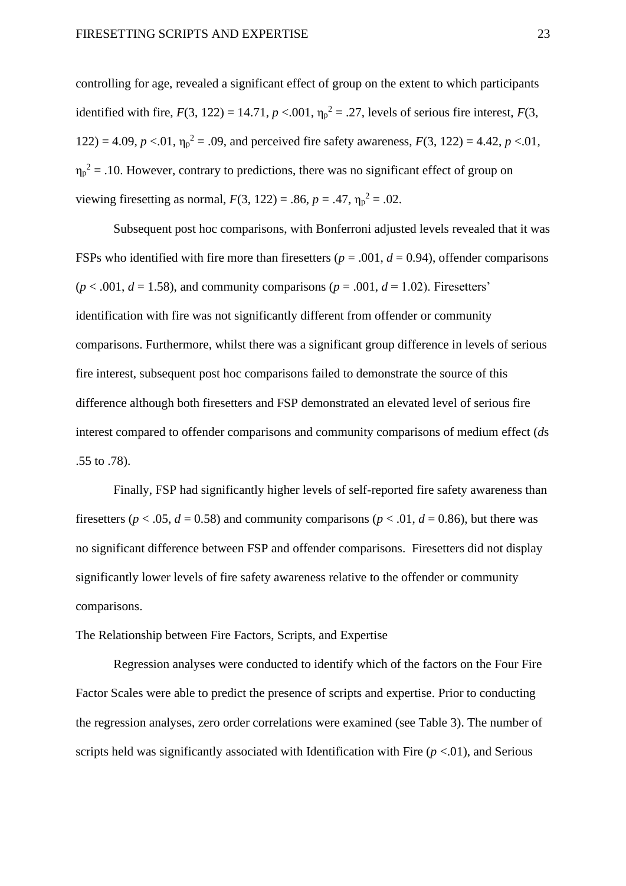controlling for age, revealed a significant effect of group on the extent to which participants identified with fire, $F(3, 122) = 14.71$, $p < .001$, $\eta_p^2 = .27$, levels of serious fire interest, $F(3, 122) = 4.09$, $p < .01$, $\eta_p^2 = .09$, and perceived fire safety awareness, $F(3, 122) = 4.42$, $p < .01$, $\eta_p^2 = .10$. However, contrary to predictions, there was no significant effect of group on viewing firesetting as normal, $F(3, 122) = .86$, $p = .47$, $\eta_p^2 = .02$.

Subsequent post hoc comparisons, with Bonferroni adjusted levels revealed that it was FSPs who identified with fire more than firesetters ($p = .001$, $d = 0.94$), offender comparisons ($p < .001$, $d = 1.58$), and community comparisons ($p = .001$, $d = 1.02$). Firesetters' identification with fire was not significantly different from offender or community comparisons. Furthermore, whilst there was a significant group difference in levels of serious fire interest, subsequent post hoc comparisons failed to demonstrate the source of this difference although both firesetters and FSP demonstrated an elevated level of serious fire interest compared to offender comparisons and community comparisons of medium effect (*d*s .55 to .78).

Finally, FSP had significantly higher levels of self-reported fire safety awareness than firesetters ($p < .05$, $d = 0.58$) and community comparisons ($p < .01$, $d = 0.86$), but there was no significant difference between FSP and offender comparisons. Firesetters did not display significantly lower levels of fire safety awareness relative to the offender or community comparisons.

## The Relationship between Fire Factors, Scripts, and Expertise

Regression analyses were conducted to identify which of the factors on the Four Fire Factor Scales were able to predict the presence of scripts and expertise. Prior to conducting the regression analyses, zero order correlations were examined (see Table 3). The number of scripts held was significantly associated with Identification with Fire ($p < .01$), and Serious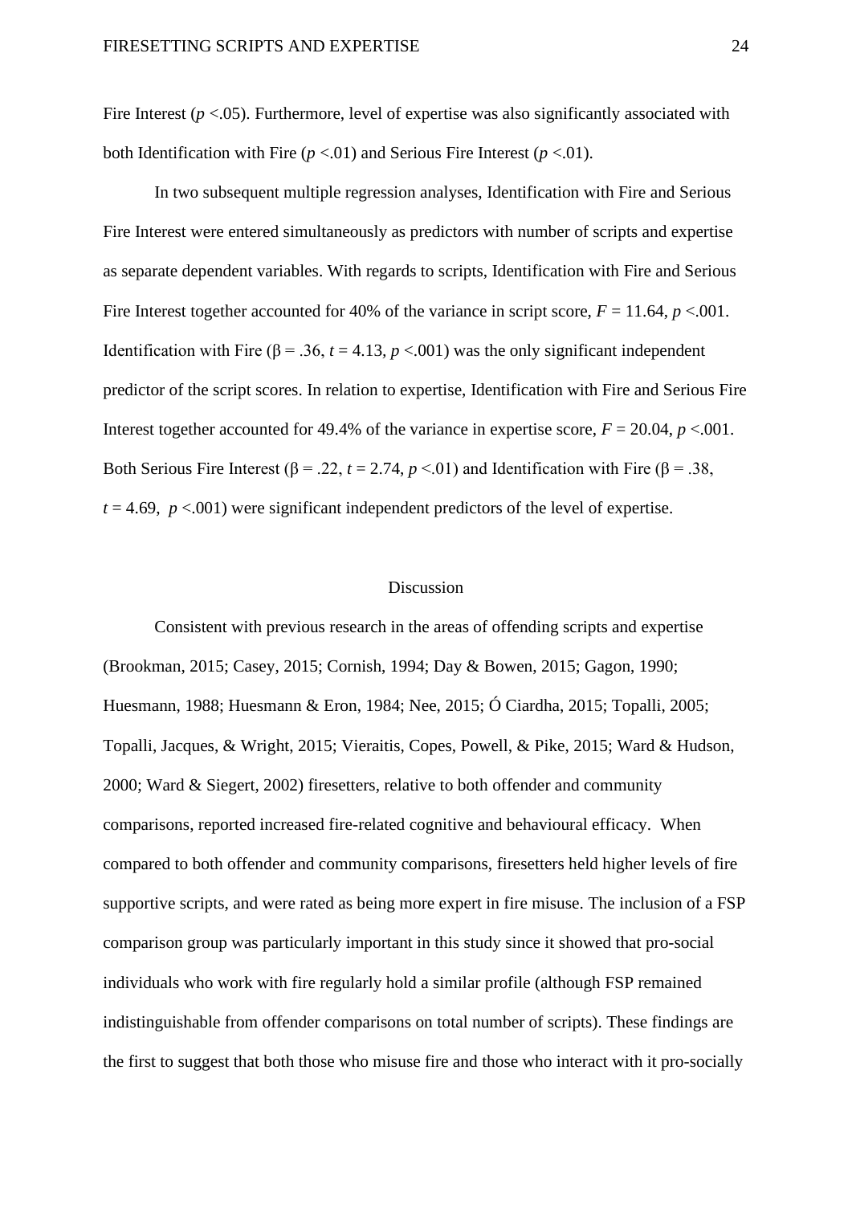Fire Interest ($p < .05$). Furthermore, level of expertise was also significantly associated with both Identification with Fire ($p < .01$) and Serious Fire Interest ($p < .01$).

In two subsequent multiple regression analyses, Identification with Fire and Serious Fire Interest were entered simultaneously as predictors with number of scripts and expertise as separate dependent variables. With regards to scripts, Identification with Fire and Serious Fire Interest together accounted for 40% of the variance in script score, $F = 11.64$, $p < .001$. Identification with Fire ($\beta = .36$, $t = 4.13$, $p < .001$) was the only significant independent predictor of the script scores. In relation to expertise, Identification with Fire and Serious Fire Interest together accounted for 49.4% of the variance in expertise score, $F = 20.04$, $p < .001$. Both Serious Fire Interest ($\beta = .22$, $t = 2.74$, $p < .01$) and Identification with Fire ($\beta = .38$, $t = 4.69$, $p < .001$) were significant independent predictors of the level of expertise.

## Discussion

Consistent with previous research in the areas of offending scripts and expertise (Brookman, 2015; Casey, 2015; Cornish, 1994; Day & Bowen, 2015; Gagon, 1990; Huesmann, 1988; Huesmann & Eron, 1984; Nee, 2015; Ó Ciardha, 2015; Topalli, 2005; Topalli, Jacques, & Wright, 2015; Vieraitis, Copes, Powell, & Pike, 2015; Ward & Hudson, 2000; Ward & Siegert, 2002) firesetters, relative to both offender and community comparisons, reported increased fire-related cognitive and behavioural efficacy. When compared to both offender and community comparisons, firesetters held higher levels of fire supportive scripts, and were rated as being more expert in fire misuse. The inclusion of a FSP comparison group was particularly important in this study since it showed that pro-social individuals who work with fire regularly hold a similar profile (although FSP remained indistinguishable from offender comparisons on total number of scripts). These findings are the first to suggest that both those who misuse fire and those who interact with it pro-socially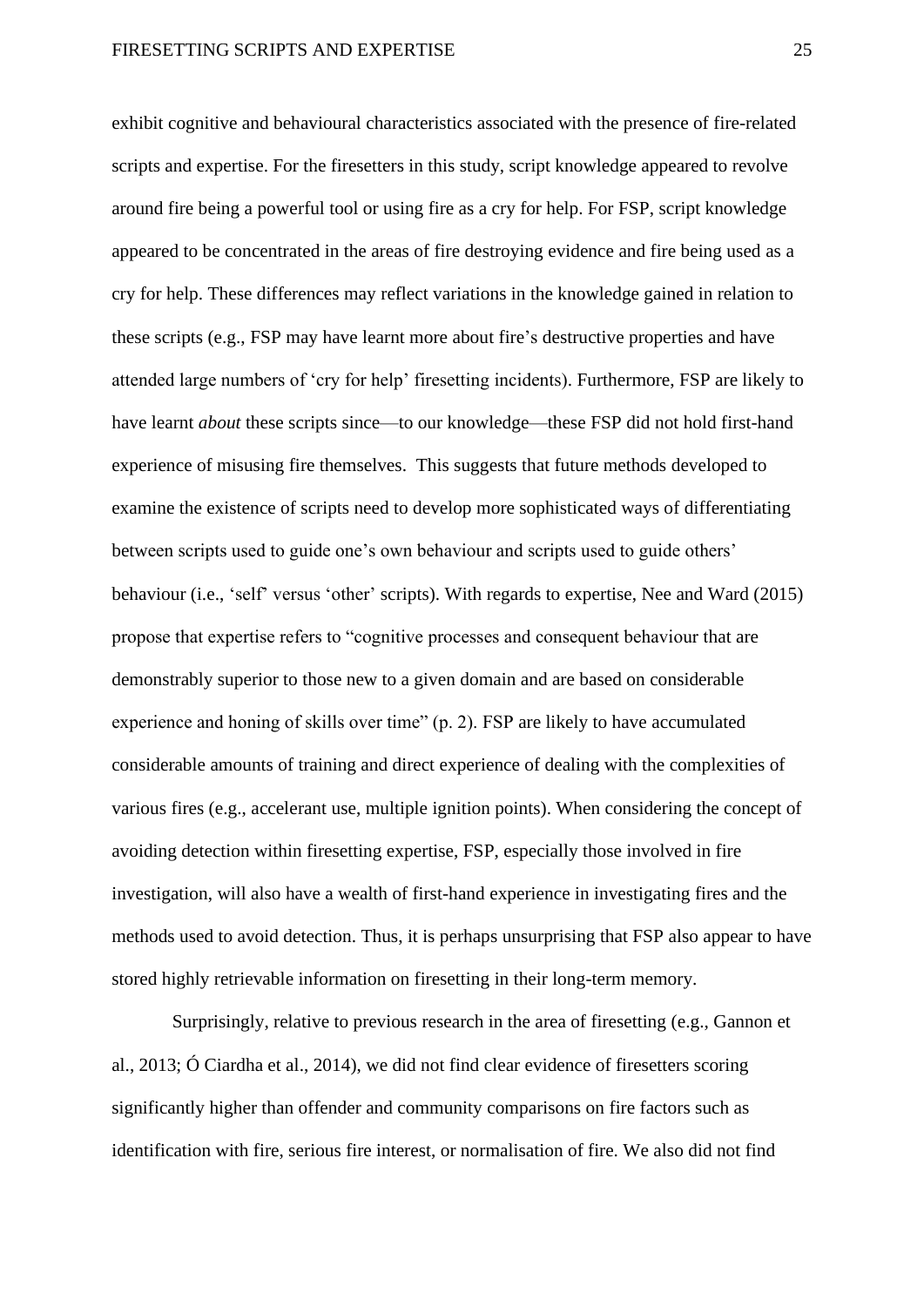exhibit cognitive and behavioural characteristics associated with the presence of fire-related scripts and expertise. For the firesetters in this study, script knowledge appeared to revolve around fire being a powerful tool or using fire as a cry for help. For FSP, script knowledge appeared to be concentrated in the areas of fire destroying evidence and fire being used as a cry for help. These differences may reflect variations in the knowledge gained in relation to these scripts (e.g., FSP may have learnt more about fire's destructive properties and have attended large numbers of 'cry for help' firesetting incidents). Furthermore, FSP are likely to have learnt *about* these scripts since—to our knowledge—these FSP did not hold first-hand experience of misusing fire themselves. This suggests that future methods developed to examine the existence of scripts need to develop more sophisticated ways of differentiating between scripts used to guide one's own behaviour and scripts used to guide others' behaviour (i.e., 'self' versus 'other' scripts). With regards to expertise, Nee and Ward (2015) propose that expertise refers to "cognitive processes and consequent behaviour that are demonstrably superior to those new to a given domain and are based on considerable experience and honing of skills over time" (p. 2). FSP are likely to have accumulated considerable amounts of training and direct experience of dealing with the complexities of various fires (e.g., accelerant use, multiple ignition points). When considering the concept of avoiding detection within firesetting expertise, FSP, especially those involved in fire investigation, will also have a wealth of first-hand experience in investigating fires and the methods used to avoid detection. Thus, it is perhaps unsurprising that FSP also appear to have stored highly retrievable information on firesetting in their long-term memory.

Surprisingly, relative to previous research in the area of firesetting (e.g., Gannon et al., 2013; Ó Ciardha et al., 2014), we did not find clear evidence of firesetters scoring significantly higher than offender and community comparisons on fire factors such as identification with fire, serious fire interest, or normalisation of fire. We also did not find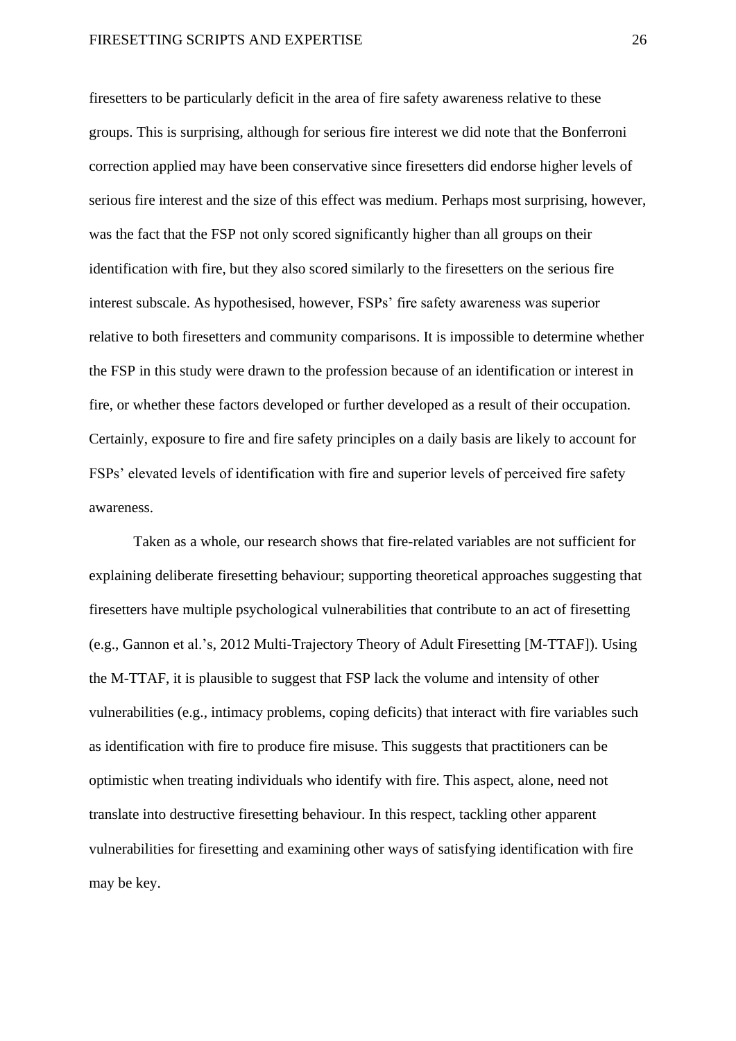firesetters to be particularly deficit in the area of fire safety awareness relative to these groups. This is surprising, although for serious fire interest we did note that the Bonferroni correction applied may have been conservative since firesetters did endorse higher levels of serious fire interest and the size of this effect was medium. Perhaps most surprising, however, was the fact that the FSP not only scored significantly higher than all groups on their identification with fire, but they also scored similarly to the firesetters on the serious fire interest subscale. As hypothesised, however, FSPs' fire safety awareness was superior relative to both firesetters and community comparisons. It is impossible to determine whether the FSP in this study were drawn to the profession because of an identification or interest in fire, or whether these factors developed or further developed as a result of their occupation. Certainly, exposure to fire and fire safety principles on a daily basis are likely to account for FSPs' elevated levels of identification with fire and superior levels of perceived fire safety awareness.

Taken as a whole, our research shows that fire-related variables are not sufficient for explaining deliberate firesetting behaviour; supporting theoretical approaches suggesting that firesetters have multiple psychological vulnerabilities that contribute to an act of firesetting (e.g., Gannon et al.'s, 2012 Multi-Trajectory Theory of Adult Firesetting [M-TTAF]). Using the M-TTAF, it is plausible to suggest that FSP lack the volume and intensity of other vulnerabilities (e.g., intimacy problems, coping deficits) that interact with fire variables such as identification with fire to produce fire misuse. This suggests that practitioners can be optimistic when treating individuals who identify with fire. This aspect, alone, need not translate into destructive firesetting behaviour. In this respect, tackling other apparent vulnerabilities for firesetting and examining other ways of satisfying identification with fire may be key.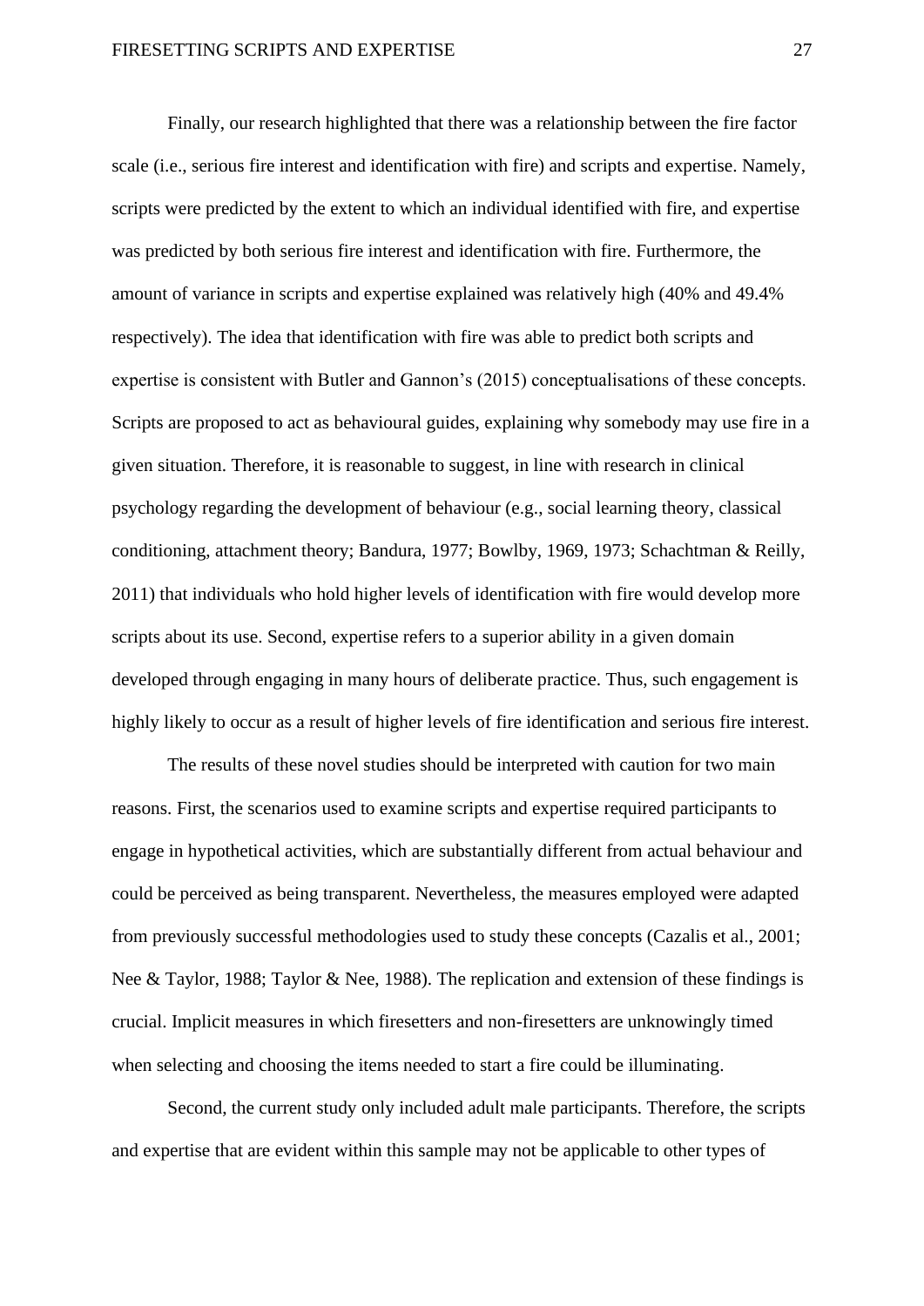Finally, our research highlighted that there was a relationship between the fire factor scale (i.e., serious fire interest and identification with fire) and scripts and expertise. Namely, scripts were predicted by the extent to which an individual identified with fire, and expertise was predicted by both serious fire interest and identification with fire. Furthermore, the amount of variance in scripts and expertise explained was relatively high (40% and 49.4% respectively). The idea that identification with fire was able to predict both scripts and expertise is consistent with Butler and Gannon's (2015) conceptualisations of these concepts. Scripts are proposed to act as behavioural guides, explaining why somebody may use fire in a given situation. Therefore, it is reasonable to suggest, in line with research in clinical psychology regarding the development of behaviour (e.g., social learning theory, classical conditioning, attachment theory; Bandura, 1977; Bowlby, 1969, 1973; Schachtman & Reilly, 2011) that individuals who hold higher levels of identification with fire would develop more scripts about its use. Second, expertise refers to a superior ability in a given domain developed through engaging in many hours of deliberate practice. Thus, such engagement is highly likely to occur as a result of higher levels of fire identification and serious fire interest.

The results of these novel studies should be interpreted with caution for two main reasons. First, the scenarios used to examine scripts and expertise required participants to engage in hypothetical activities, which are substantially different from actual behaviour and could be perceived as being transparent. Nevertheless, the measures employed were adapted from previously successful methodologies used to study these concepts (Cazalis et al., 2001; Nee & Taylor, 1988; Taylor & Nee, 1988). The replication and extension of these findings is crucial. Implicit measures in which firesetters and non-firesetters are unknowingly timed when selecting and choosing the items needed to start a fire could be illuminating.

Second, the current study only included adult male participants. Therefore, the scripts and expertise that are evident within this sample may not be applicable to other types of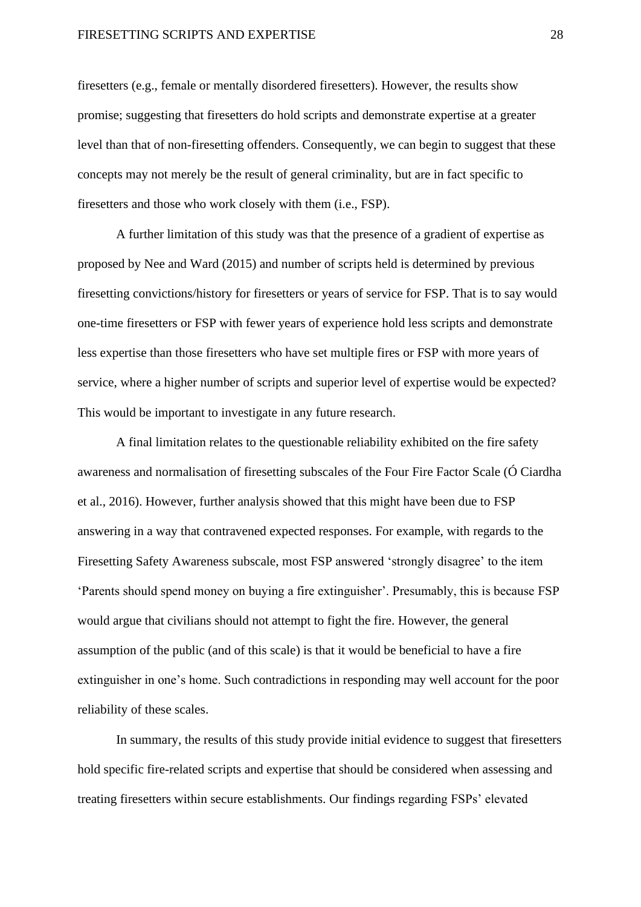firesetters (e.g., female or mentally disordered firesetters). However, the results show promise; suggesting that firesetters do hold scripts and demonstrate expertise at a greater level than that of non-firesetting offenders. Consequently, we can begin to suggest that these concepts may not merely be the result of general criminality, but are in fact specific to firesetters and those who work closely with them (i.e., FSP).

A further limitation of this study was that the presence of a gradient of expertise as proposed by Nee and Ward (2015) and number of scripts held is determined by previous firesetting convictions/history for firesetters or years of service for FSP. That is to say would one-time firesetters or FSP with fewer years of experience hold less scripts and demonstrate less expertise than those firesetters who have set multiple fires or FSP with more years of service, where a higher number of scripts and superior level of expertise would be expected? This would be important to investigate in any future research.

A final limitation relates to the questionable reliability exhibited on the fire safety awareness and normalisation of firesetting subscales of the Four Fire Factor Scale (Ó Ciardha et al., 2016). However, further analysis showed that this might have been due to FSP answering in a way that contravened expected responses. For example, with regards to the Firesetting Safety Awareness subscale, most FSP answered 'strongly disagree' to the item 'Parents should spend money on buying a fire extinguisher'. Presumably, this is because FSP would argue that civilians should not attempt to fight the fire. However, the general assumption of the public (and of this scale) is that it would be beneficial to have a fire extinguisher in one's home. Such contradictions in responding may well account for the poor reliability of these scales.

In summary, the results of this study provide initial evidence to suggest that firesetters hold specific fire-related scripts and expertise that should be considered when assessing and treating firesetters within secure establishments. Our findings regarding FSPs' elevated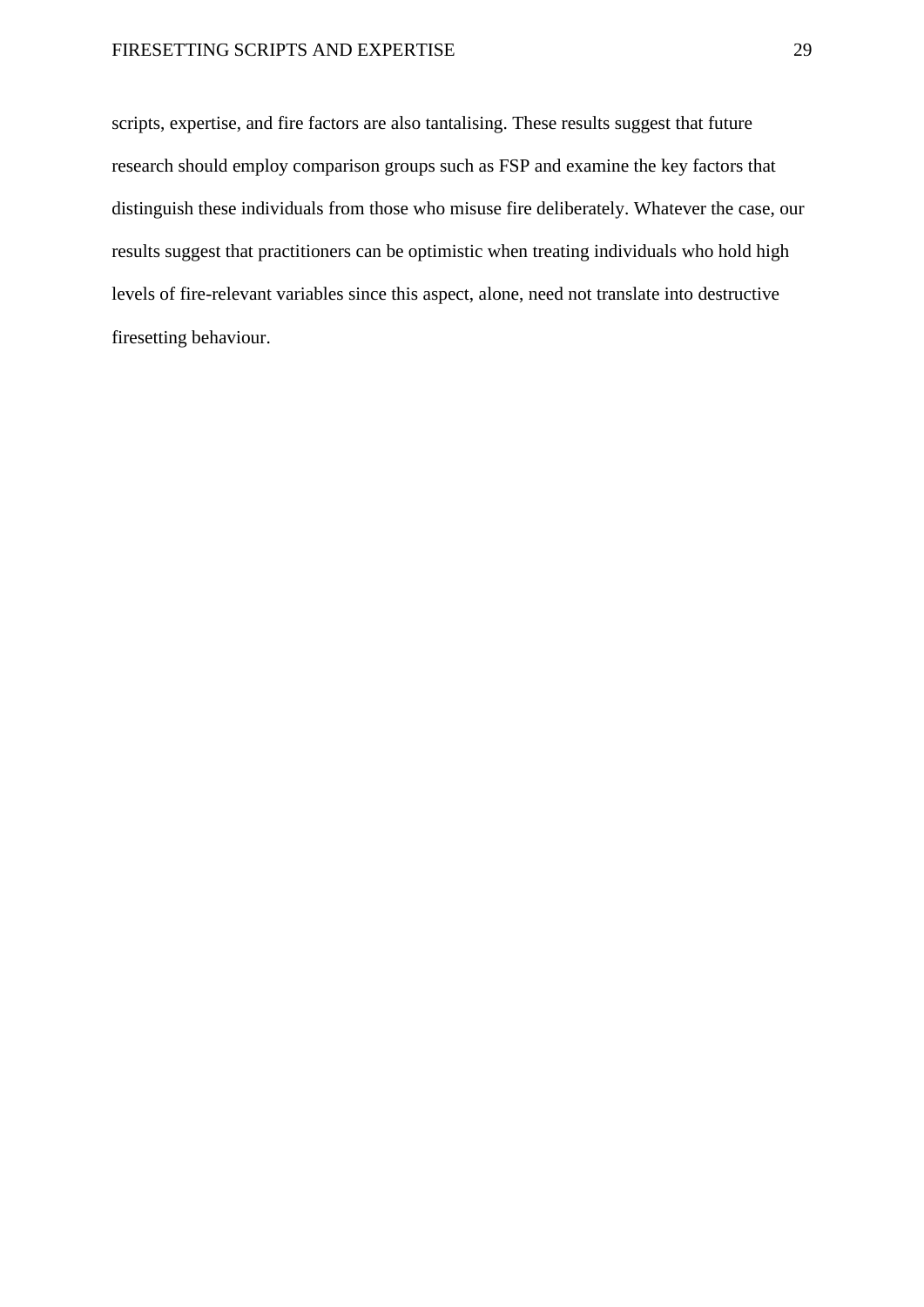scripts, expertise, and fire factors are also tantalising. These results suggest that future research should employ comparison groups such as FSP and examine the key factors that distinguish these individuals from those who misuse fire deliberately. Whatever the case, our results suggest that practitioners can be optimistic when treating individuals who hold high levels of fire-relevant variables since this aspect, alone, need not translate into destructive firesetting behaviour.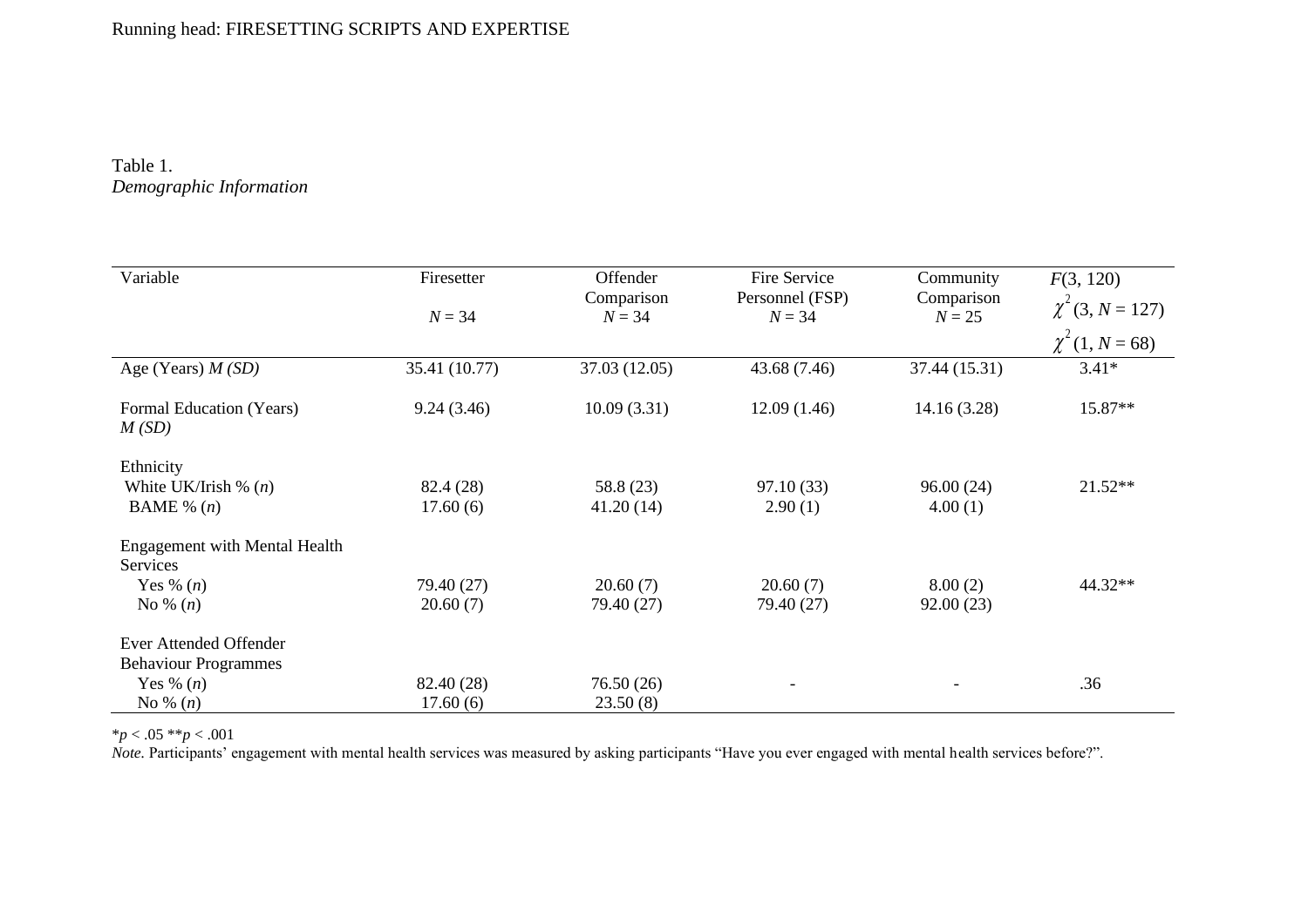Table 1.
*Demographic Information*

| Variable | Firesetter $N = 34$ | Offender Comparison $N = 34$ | Fire Service Personnel (FSP) $N = 34$ | Community Comparison $N = 25$ | $F(3, 120)$ $\chi^2(3, N = 127)$ $\chi^2(1, N = 68)$ |
|---|---|---|---|---|---|
| Age (Years) *M (SD)* | 35.41 (10.77) | 37.03 (12.05) | 43.68 (7.46) | 37.44 (15.31) | 3.41* |
| Formal Education (Years) *M (SD)* | 9.24 (3.46) | 10.09 (3.31) | 12.09 (1.46) | 14.16 (3.28) | 15.87** |
| Ethnicity | | | | | |
| White UK/Irish % (*n*) | 82.4 (28) | 58.8 (23) | 97.10 (33) | 96.00 (24) | 21.52** |
| BAME % (*n*) | 17.60 (6) | 41.20 (14) | 2.90 (1) | 4.00 (1) | |
| Engagement with Mental Health Services | | | | | |
| Yes % (*n*) | 79.40 (27) | 20.60 (7) | 20.60 (7) | 8.00 (2) | 44.32** |
| No % (*n*) | 20.60 (7) | 79.40 (27) | 79.40 (27) | 92.00 (23) | |
| Ever Attended Offender Behaviour Programmes | | | | | |
| Yes % (*n*) | 82.40 (28) | 76.50 (26) | - | - | .36 |
| No % (*n*) | 17.60 (6) | 23.50 (8) | | | |

*$p < .05$ **$p < .001$

*Note.* Participants' engagement with mental health services was measured by asking participants "Have you ever engaged with mental health services before?".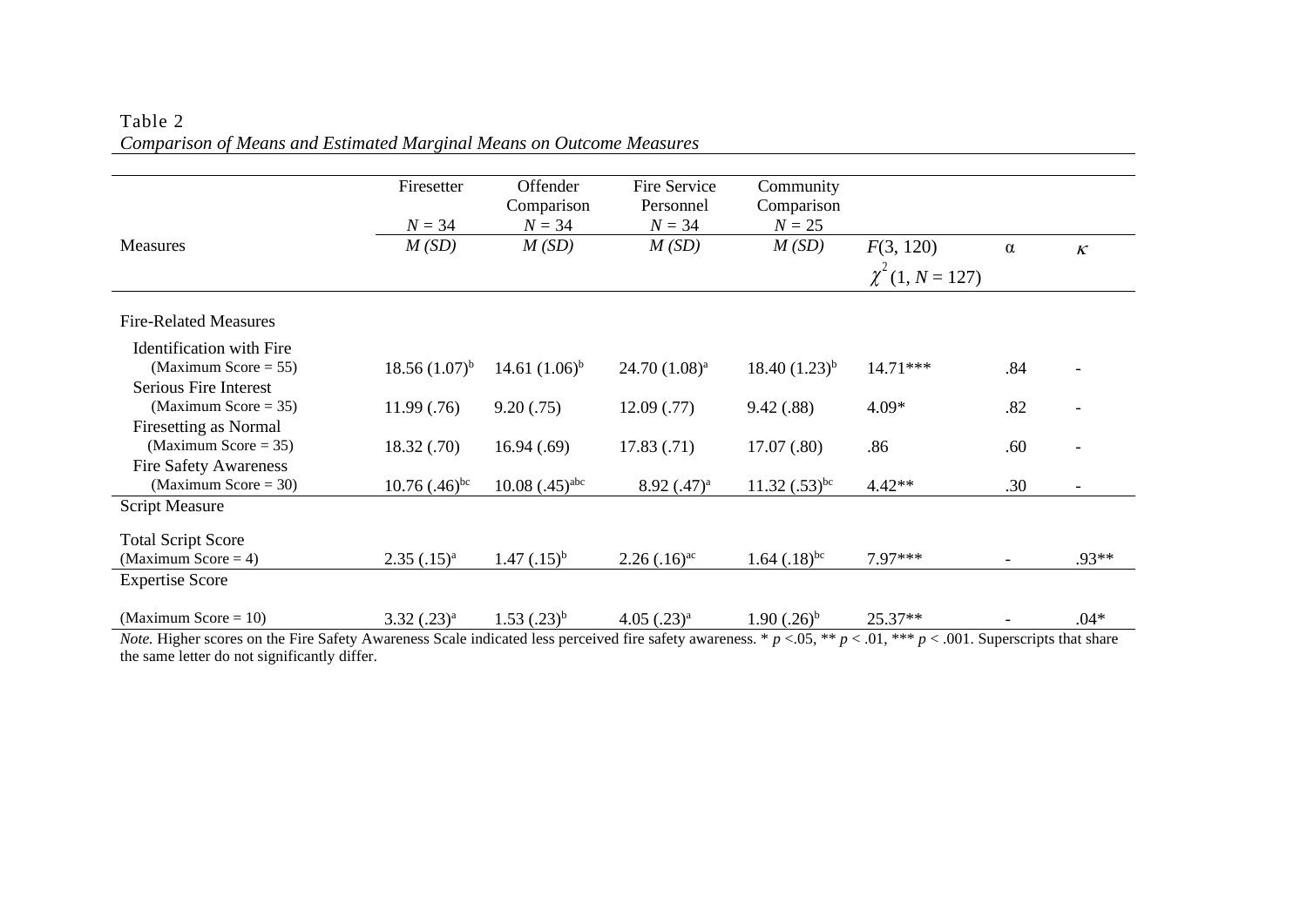Table 2

*Comparison of Means and Estimated Marginal Means on Outcome Measures*

| Measures | Firesetter $N = 34$ *M (SD)* | Offender Comparison $N = 34$ *M (SD)* | Fire Service Personnel $N = 34$ *M (SD)* | Community Comparison $N = 25$ *M (SD)* | $F(3, 120)$ $\chi^2(1, N = 127)$ | α | $\kappa$ |
|---|---|---|---|---|---|---|---|
| Fire-Related Measures | | | | | | | |
| Identification with Fire (Maximum Score = 55) | 18.56 (1.07)[b] | 14.61 (1.06)[b] | 24.70 (1.08)[a] | 18.40 (1.23)[b] | 14.71*** | .84 | - |
| Serious Fire Interest (Maximum Score = 35) | 11.99 (.76) | 9.20 (.75) | 12.09 (.77) | 9.42 (.88) | 4.09* | .82 | - |
| Firesetting as Normal (Maximum Score = 35) | 18.32 (.70) | 16.94 (.69) | 17.83 (.71) | 17.07 (.80) | .86 | .60 | - |
| Fire Safety Awareness (Maximum Score = 30) | 10.76 (.46)[bc] | 10.08 (.45)[abc] | 8.92 (.47)[a] | 11.32 (.53)[bc] | 4.42** | .30 | - |
| Script Measure | | | | | | | |
| Total Script Score (Maximum Score = 4) | 2.35 (.15)[a] | 1.47 (.15)[b] | 2.26 (.16)[ac] | 1.64 (.18)[bc] | 7.97*** | - | .93** |
| Expertise Score | | | | | | | |
| (Maximum Score = 10) | 3.32 (.23)[a] | 1.53 (.23)[b] | 4.05 (.23)[a] | 1.90 (.26)[b] | 25.37** | - | .04* |

*Note.* Higher scores on the Fire Safety Awareness Scale indicated less perceived fire safety awareness. * $p$ <.05, ** $p$ < .01, *** $p$ < .001. Superscripts that share the same letter do not significantly differ.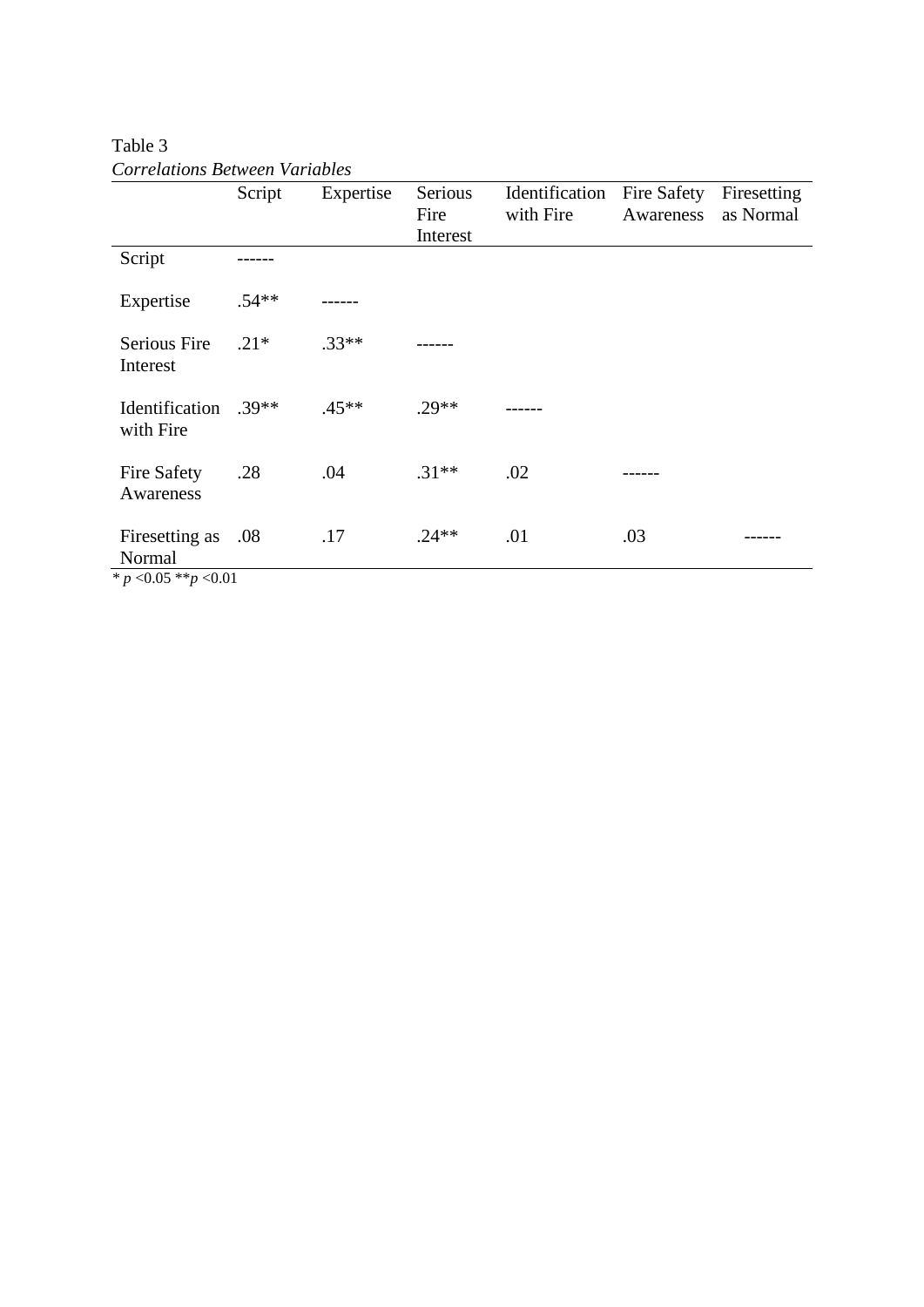Table 3

*Correlations Between Variables*

| | Script | Expertise | Serious Fire Interest | Identification with Fire | Fire Safety Awareness | Firesetting as Normal |
|---|---|---|---|---|---|---|
| Script | ------ | | | | | |
| Expertise | .54** | ------ | | | | |
| Serious Fire Interest | .21* | .33** | ------ | | | |
| Identification with Fire | .39** | .45** | .29** | ------ | | |
| Fire Safety Awareness | .28 | .04 | .31** | .02 | ------ | |
| Firesetting as Normal | .08 | .17 | .24** | .01 | .03 | ------ |

* $p < 0.05$ ** $p < 0.01$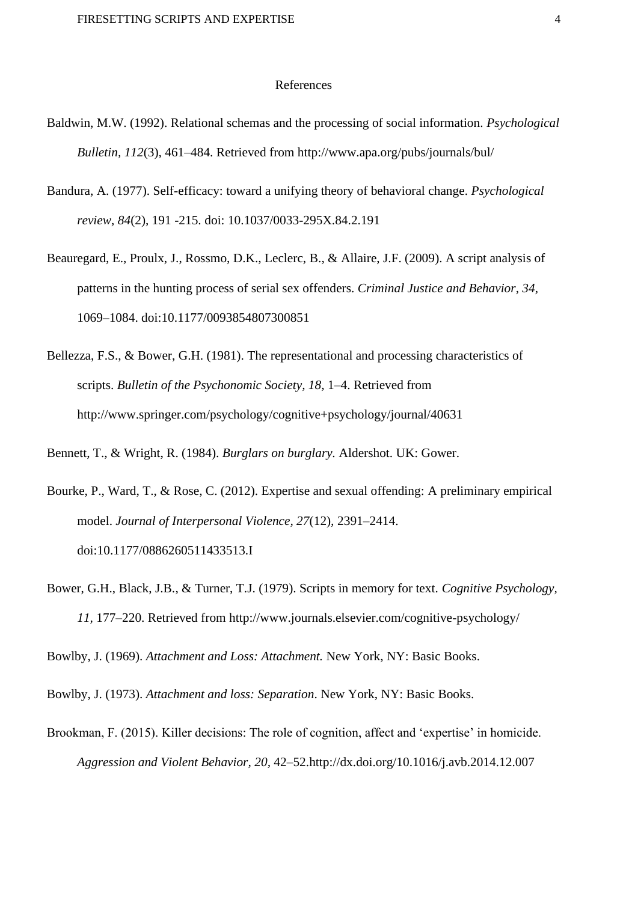## References

Baldwin, M.W. (1992). Relational schemas and the processing of social information. *Psychological Bulletin, 112*(3), 461–484. Retrieved from http://www.apa.org/pubs/journals/bul/

Bandura, A. (1977). Self-efficacy: toward a unifying theory of behavioral change. *Psychological review*, *84*(2), 191 -215. doi: 10.1037/0033-295X.84.2.191

Beauregard, E., Proulx, J., Rossmo, D.K., Leclerc, B., & Allaire, J.F. (2009). A script analysis of patterns in the hunting process of serial sex offenders. *Criminal Justice and Behavior, 34,* 1069–1084. doi:10.1177/0093854807300851

Bellezza, F.S., & Bower, G.H. (1981). The representational and processing characteristics of scripts. *Bulletin of the Psychonomic Society, 18,* 1–4. Retrieved from http://www.springer.com/psychology/cognitive+psychology/journal/40631

Bennett, T., & Wright, R. (1984). *Burglars on burglary.* Aldershot. UK: Gower.

Bourke, P., Ward, T., & Rose, C. (2012). Expertise and sexual offending: A preliminary empirical model. *Journal of Interpersonal Violence, 27*(12), 2391–2414. doi:10.1177/0886260511433513.I

Bower, G.H., Black, J.B., & Turner, T.J. (1979). Scripts in memory for text. *Cognitive Psychology, 11,* 177–220. Retrieved from http://www.journals.elsevier.com/cognitive-psychology/

Bowlby, J. (1969). *Attachment and Loss: Attachment.* New York, NY: Basic Books.

Bowlby, J. (1973). *Attachment and loss: Separation*. New York, NY: Basic Books.

Brookman, F. (2015). Killer decisions: The role of cognition, affect and 'expertise' in homicide. *Aggression and Violent Behavior, 20,* 42–52.http://dx.doi.org/10.1016/j.avb.2014.12.007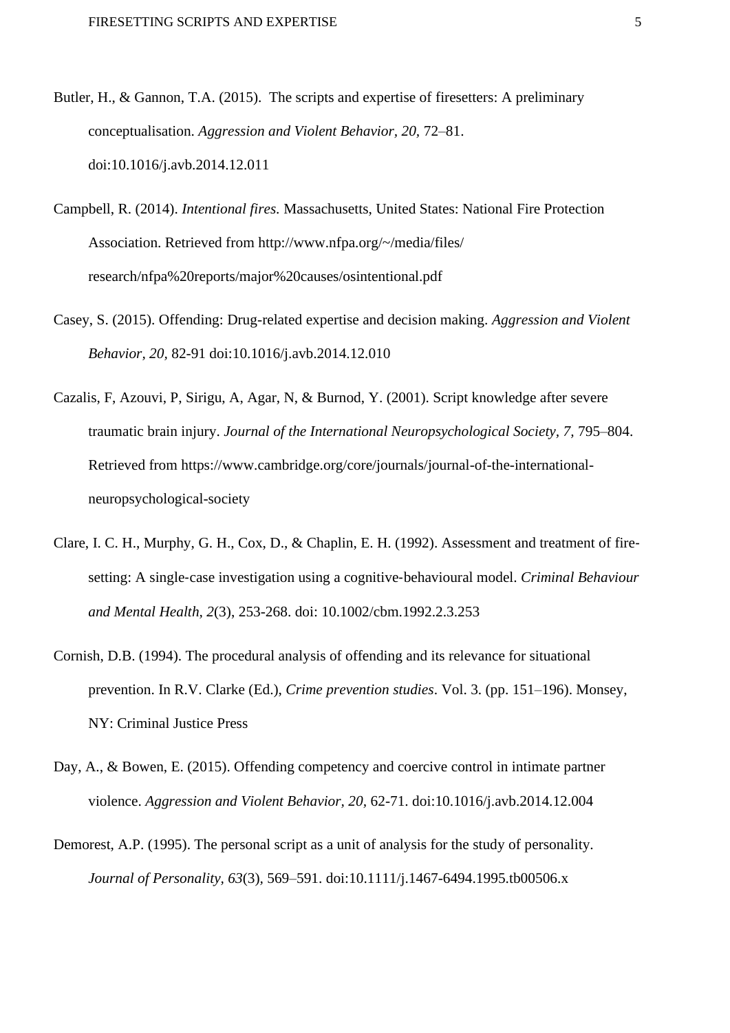Butler, H., & Gannon, T.A. (2015). The scripts and expertise of firesetters: A preliminary conceptualisation. *Aggression and Violent Behavior, 20*, 72–81. doi:10.1016/j.avb.2014.12.011

Campbell, R. (2014). *Intentional fires.* Massachusetts, United States: National Fire Protection Association. Retrieved from http://www.nfpa.org/~/media/files/research/nfpa%20reports/major%20causes/osintentional.pdf

Casey, S. (2015). Offending: Drug-related expertise and decision making. *Aggression and Violent Behavior, 20*, 82-91 doi:10.1016/j.avb.2014.12.010

Cazalis, F, Azouvi, P, Sirigu, A, Agar, N, & Burnod, Y. (2001). Script knowledge after severe traumatic brain injury. *Journal of the International Neuropsychological Society, 7*, 795–804. Retrieved from https://www.cambridge.org/core/journals/journal-of-the-international-neuropsychological-society

Clare, I. C. H., Murphy, G. H., Cox, D., & Chaplin, E. H. (1992). Assessment and treatment of fire-setting: A single-case investigation using a cognitive-behavioural model. *Criminal Behaviour and Mental Health, 2*(3), 253-268. doi: 10.1002/cbm.1992.2.3.253

Cornish, D.B. (1994). The procedural analysis of offending and its relevance for situational prevention. In R.V. Clarke (Ed.), *Crime prevention studies*. Vol. 3. (pp. 151–196). Monsey, NY: Criminal Justice Press

Day, A., & Bowen, E. (2015). Offending competency and coercive control in intimate partner violence. *Aggression and Violent Behavior, 20*, 62-71. doi:10.1016/j.avb.2014.12.004

Demorest, A.P. (1995). The personal script as a unit of analysis for the study of personality. *Journal of Personality, 63*(3), 569–591. doi:10.1111/j.1467-6494.1995.tb00506.x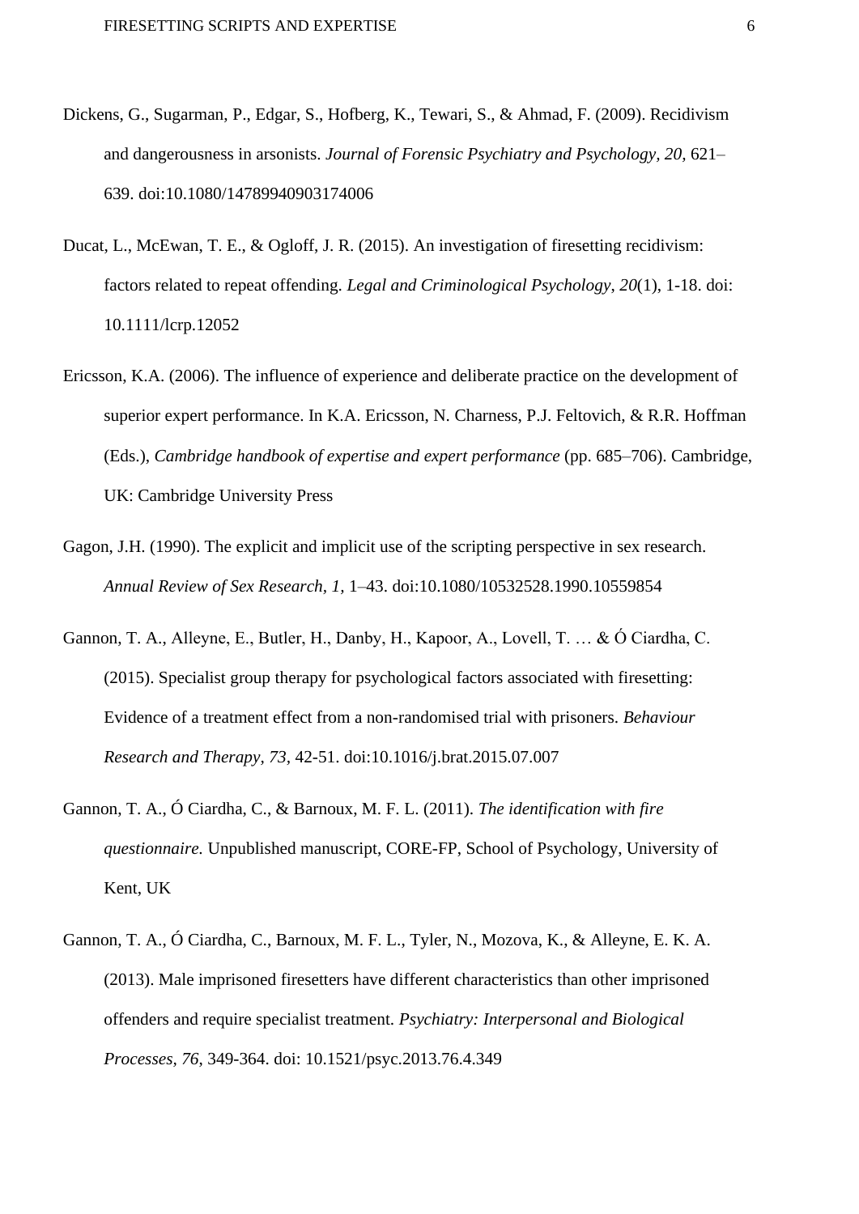Dickens, G., Sugarman, P., Edgar, S., Hofberg, K., Tewari, S., & Ahmad, F. (2009). Recidivism and dangerousness in arsonists. *Journal of Forensic Psychiatry and Psychology, 20,* 621–639. doi:10.1080/14789940903174006

Ducat, L., McEwan, T. E., & Ogloff, J. R. (2015). An investigation of firesetting recidivism: factors related to repeat offending. *Legal and Criminological Psychology*, *20*(1), 1-18. doi: 10.1111/lcrp.12052

Ericsson, K.A. (2006). The influence of experience and deliberate practice on the development of superior expert performance. In K.A. Ericsson, N. Charness, P.J. Feltovich, & R.R. Hoffman (Eds.), *Cambridge handbook of expertise and expert performance* (pp. 685–706). Cambridge, UK: Cambridge University Press

Gagon, J.H. (1990). The explicit and implicit use of the scripting perspective in sex research. *Annual Review of Sex Research, 1,* 1–43. doi:10.1080/10532528.1990.10559854

Gannon, T. A., Alleyne, E., Butler, H., Danby, H., Kapoor, A., Lovell, T. … & Ó Ciardha, C. (2015). Specialist group therapy for psychological factors associated with firesetting: Evidence of a treatment effect from a non-randomised trial with prisoners. *Behaviour Research and Therapy, 73*, 42-51. doi:10.1016/j.brat.2015.07.007

Gannon, T. A., Ó Ciardha, C., & Barnoux, M. F. L. (2011). *The identification with fire questionnaire.* Unpublished manuscript, CORE-FP, School of Psychology, University of Kent, UK

Gannon, T. A., Ó Ciardha, C., Barnoux, M. F. L., Tyler, N., Mozova, K., & Alleyne, E. K. A. (2013). Male imprisoned firesetters have different characteristics than other imprisoned offenders and require specialist treatment. *Psychiatry: Interpersonal and Biological Processes, 76*, 349-364. doi: 10.1521/psyc.2013.76.4.349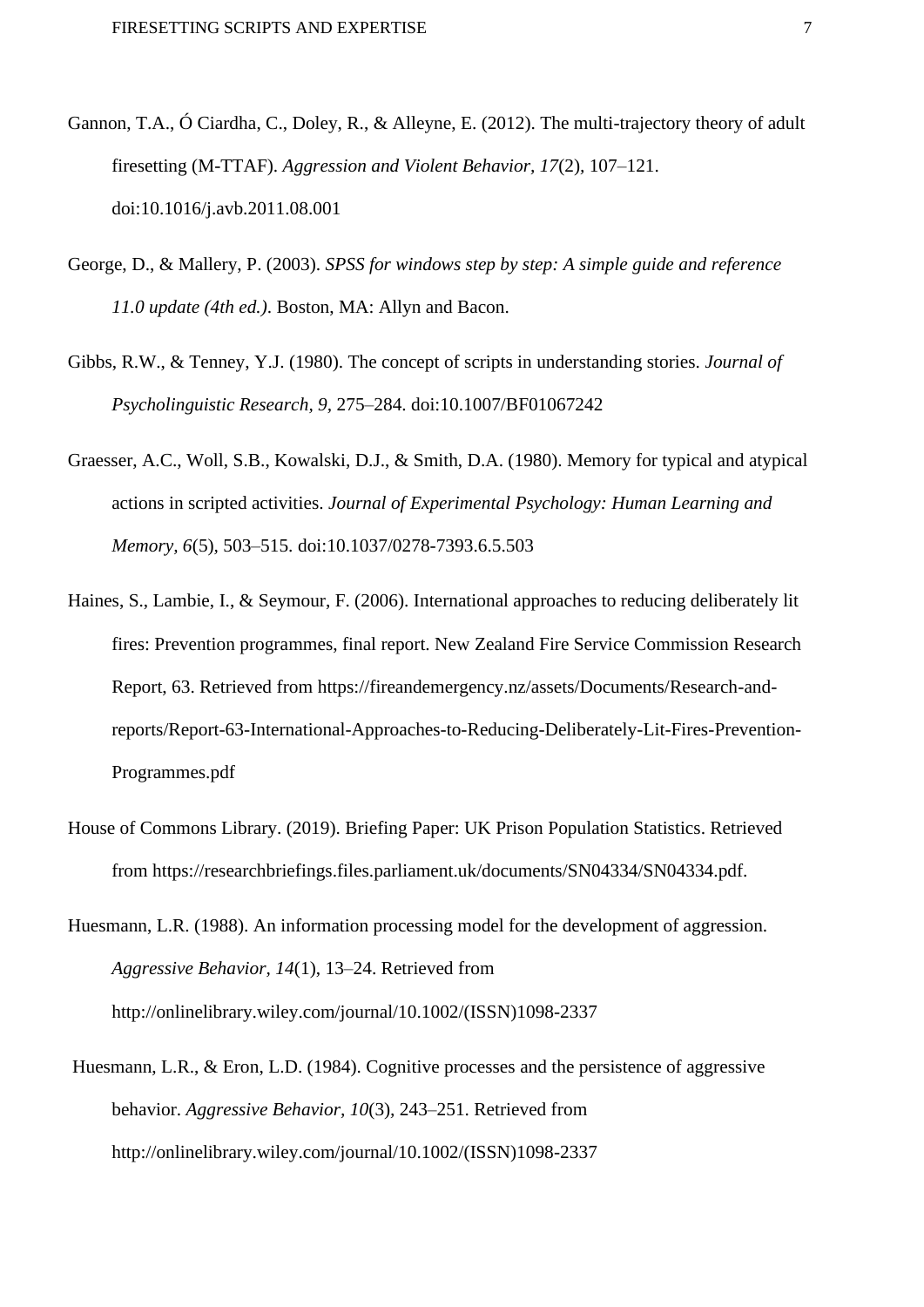Gannon, T.A., Ó Ciardha, C., Doley, R., & Alleyne, E. (2012). The multi-trajectory theory of adult firesetting (M-TTAF). *Aggression and Violent Behavior*, *17*(2), 107–121. doi:10.1016/j.avb.2011.08.001

George, D., & Mallery, P. (2003). *SPSS for windows step by step: A simple guide and reference 11.0 update (4th ed.)*. Boston, MA: Allyn and Bacon.

Gibbs, R.W., & Tenney, Y.J. (1980). The concept of scripts in understanding stories. *Journal of Psycholinguistic Research*, *9*, 275–284. doi:10.1007/BF01067242

Graesser, A.C., Woll, S.B., Kowalski, D.J., & Smith, D.A. (1980). Memory for typical and atypical actions in scripted activities. *Journal of Experimental Psychology: Human Learning and Memory*, *6*(5), 503–515. doi:10.1037/0278-7393.6.5.503

Haines, S., Lambie, I., & Seymour, F. (2006). International approaches to reducing deliberately lit fires: Prevention programmes, final report. New Zealand Fire Service Commission Research Report, 63. Retrieved from https://fireandemergency.nz/assets/Documents/Research-and-reports/Report-63-International-Approaches-to-Reducing-Deliberately-Lit-Fires-Prevention-Programmes.pdf

House of Commons Library. (2019). Briefing Paper: UK Prison Population Statistics. Retrieved from https://researchbriefings.files.parliament.uk/documents/SN04334/SN04334.pdf.

Huesmann, L.R. (1988). An information processing model for the development of aggression. *Aggressive Behavior*, *14*(1), 13–24. Retrieved from http://onlinelibrary.wiley.com/journal/10.1002/(ISSN)1098-2337

Huesmann, L.R., & Eron, L.D. (1984). Cognitive processes and the persistence of aggressive behavior. *Aggressive Behavior*, *10*(3), 243–251. Retrieved from http://onlinelibrary.wiley.com/journal/10.1002/(ISSN)1098-2337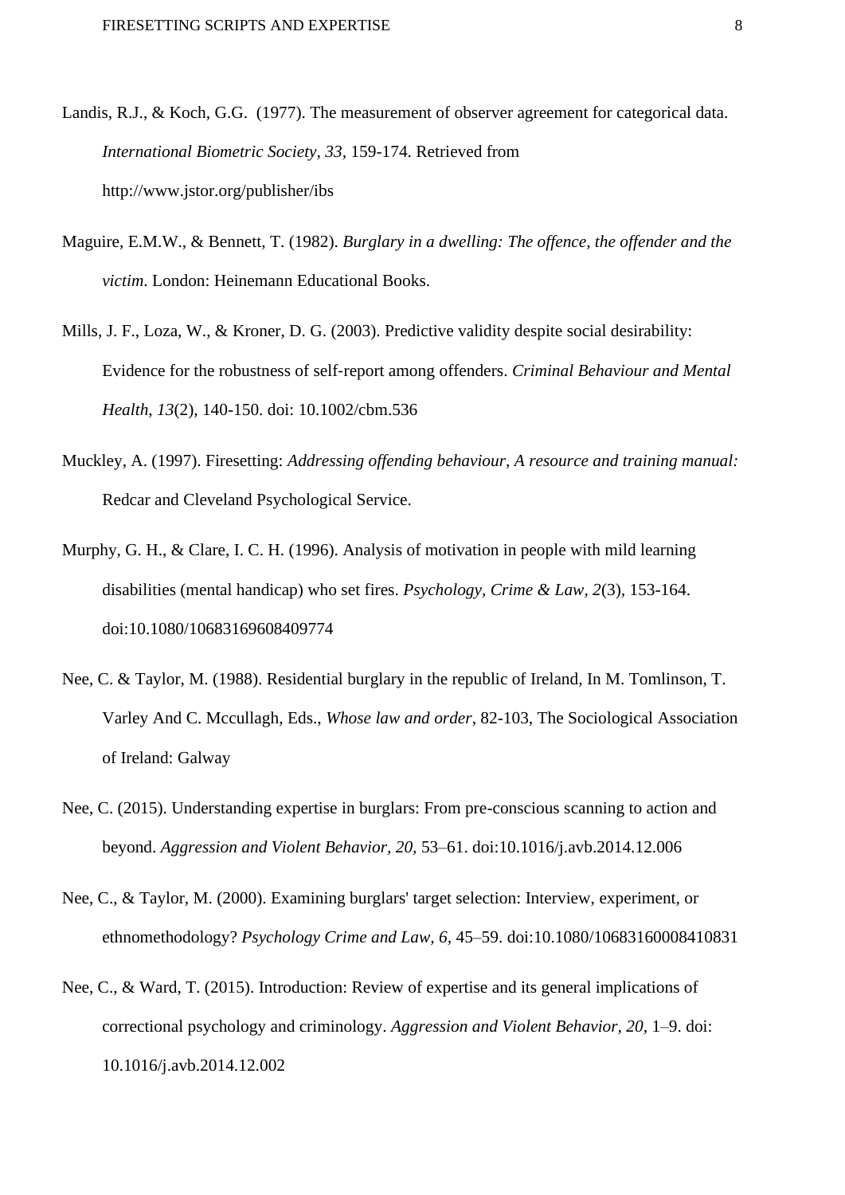Landis, R.J., & Koch, G.G.  (1977). The measurement of observer agreement for categorical data. *International Biometric Society, 33*, 159-174. Retrieved from http://www.jstor.org/publisher/ibs

Maguire, E.M.W., & Bennett, T. (1982). *Burglary in a dwelling: The offence, the offender and the victim*. London: Heinemann Educational Books.

Mills, J. F., Loza, W., & Kroner, D. G. (2003). Predictive validity despite social desirability: Evidence for the robustness of self-report among offenders. *Criminal Behaviour and Mental Health*, *13*(2), 140-150. doi: 10.1002/cbm.536

Muckley, A. (1997). Firesetting: *Addressing offending behaviour, A resource and training manual:* Redcar and Cleveland Psychological Service.

Murphy, G. H., & Clare, I. C. H. (1996). Analysis of motivation in people with mild learning disabilities (mental handicap) who set fires. *Psychology, Crime & Law, 2*(3), 153-164. doi:10.1080/10683169608409774

Nee, C. & Taylor, M. (1988). Residential burglary in the republic of Ireland, In M. Tomlinson, T. Varley And C. Mccullagh, Eds., *Whose law and order*, 82-103, The Sociological Association of Ireland: Galway

Nee, C. (2015). Understanding expertise in burglars: From pre-conscious scanning to action and beyond. *Aggression and Violent Behavior, 20*, 53–61. doi:10.1016/j.avb.2014.12.006

Nee, C., & Taylor, M. (2000). Examining burglars' target selection: Interview, experiment, or ethnomethodology? *Psychology Crime and Law, 6*, 45–59. doi:10.1080/10683160008410831

Nee, C., & Ward, T. (2015). Introduction: Review of expertise and its general implications of correctional psychology and criminology. *Aggression and Violent Behavior, 20,* 1–9. doi: 10.1016/j.avb.2014.12.002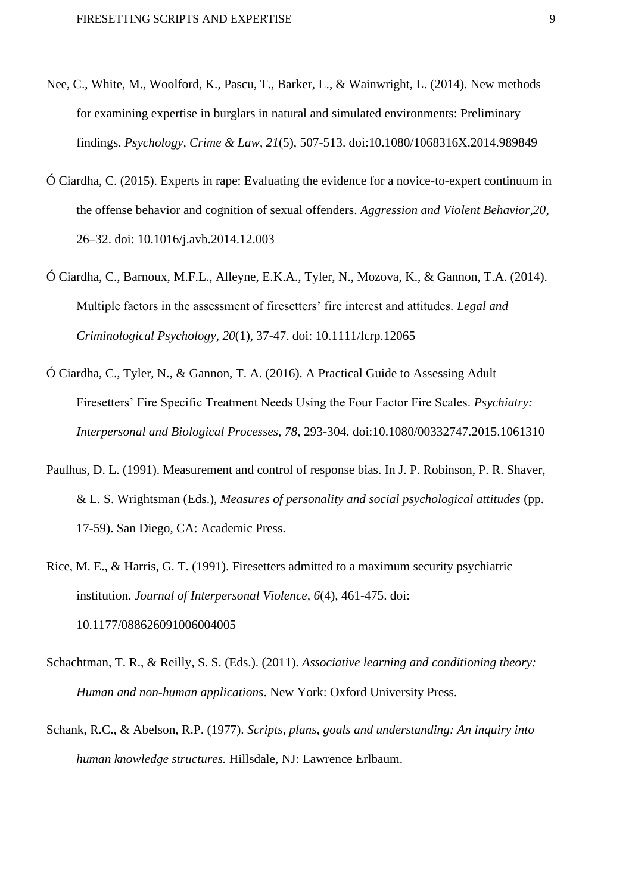Nee, C., White, M., Woolford, K., Pascu, T., Barker, L., & Wainwright, L. (2014). New methods for examining expertise in burglars in natural and simulated environments: Preliminary findings. *Psychology, Crime & Law*, *21*(5), 507-513. doi:10.1080/1068316X.2014.989849

Ó Ciardha, C. (2015). Experts in rape: Evaluating the evidence for a novice-to-expert continuum in the offense behavior and cognition of sexual offenders. *Aggression and Violent Behavior,20*, 26–32. doi: 10.1016/j.avb.2014.12.003

Ó Ciardha, C., Barnoux, M.F.L., Alleyne, E.K.A., Tyler, N., Mozova, K., & Gannon, T.A. (2014). Multiple factors in the assessment of firesetters' fire interest and attitudes. *Legal and Criminological Psychology*, *20*(1), 37-47. doi: 10.1111/lcrp.12065

Ó Ciardha, C., Tyler, N., & Gannon, T. A. (2016). A Practical Guide to Assessing Adult Firesetters' Fire Specific Treatment Needs Using the Four Factor Fire Scales. *Psychiatry: Interpersonal and Biological Processes*, *78*, 293-304. doi:10.1080/00332747.2015.1061310

Paulhus, D. L. (1991). Measurement and control of response bias. In J. P. Robinson, P. R. Shaver, & L. S. Wrightsman (Eds.), *Measures of personality and social psychological attitudes* (pp. 17-59). San Diego, CA: Academic Press.

Rice, M. E., & Harris, G. T. (1991). Firesetters admitted to a maximum security psychiatric institution. *Journal of Interpersonal Violence, 6*(4), 461-475. doi: 10.1177/088626091006004005

Schachtman, T. R., & Reilly, S. S. (Eds.). (2011). *Associative learning and conditioning theory: Human and non-human applications*. New York: Oxford University Press.

Schank, R.C., & Abelson, R.P. (1977). *Scripts, plans, goals and understanding: An inquiry into human knowledge structures.* Hillsdale, NJ: Lawrence Erlbaum.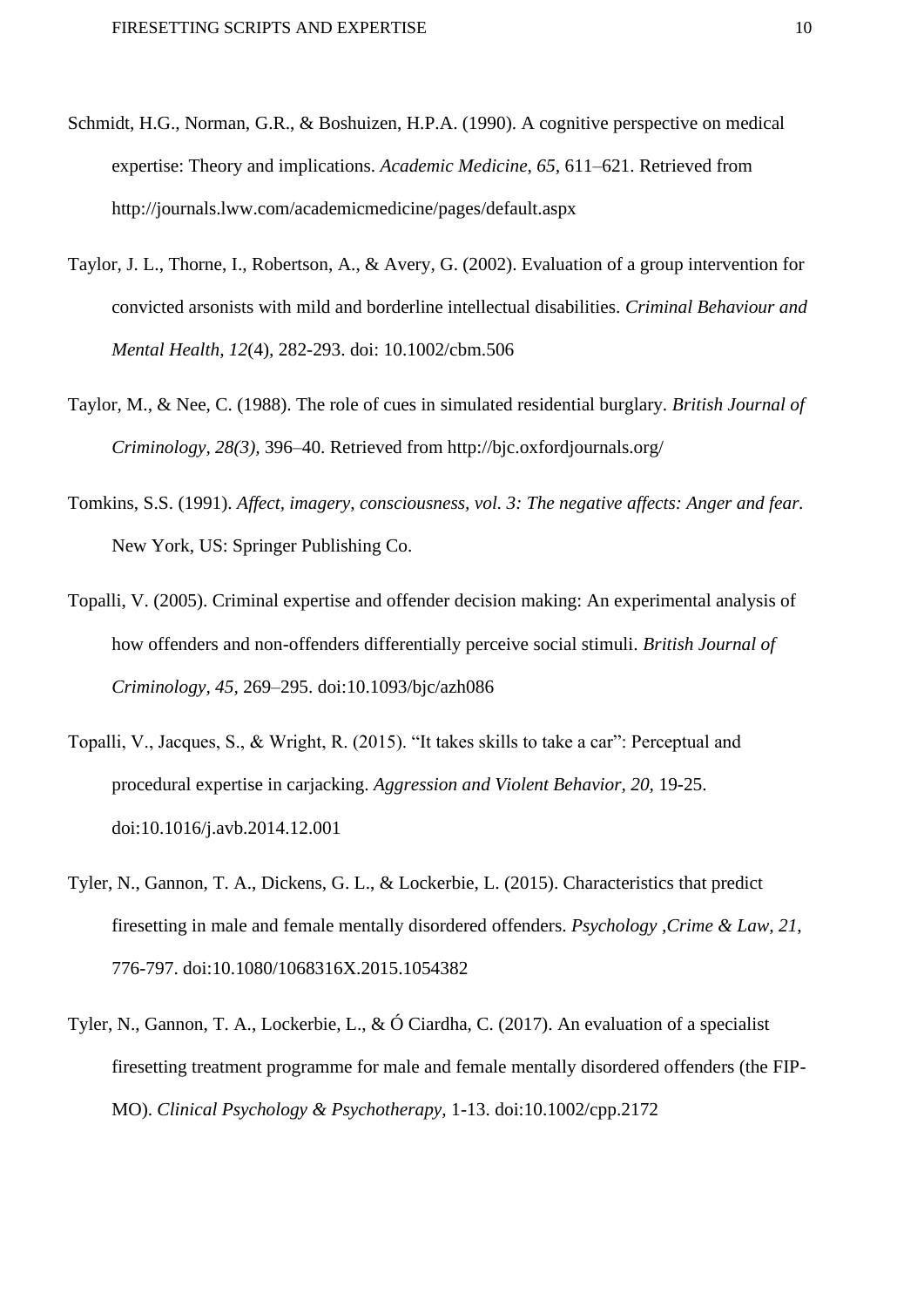Schmidt, H.G., Norman, G.R., & Boshuizen, H.P.A. (1990). A cognitive perspective on medical expertise: Theory and implications. *Academic Medicine, 65*, 611–621. Retrieved from http://journals.lww.com/academicmedicine/pages/default.aspx

Taylor, J. L., Thorne, I., Robertson, A., & Avery, G. (2002). Evaluation of a group intervention for convicted arsonists with mild and borderline intellectual disabilities. *Criminal Behaviour and Mental Health, 12*(4), 282-293. doi: 10.1002/cbm.506

Taylor, M., & Nee, C. (1988). The role of cues in simulated residential burglary. *British Journal of Criminology*, *28(3),* 396–40. Retrieved from http://bjc.oxfordjournals.org/

Tomkins, S.S. (1991). *Affect, imagery, consciousness, vol. 3: The negative affects: Anger and fear.* New York, US: Springer Publishing Co.

Topalli, V. (2005). Criminal expertise and offender decision making: An experimental analysis of how offenders and non-offenders differentially perceive social stimuli. *British Journal of Criminology*, *45*, 269–295. doi:10.1093/bjc/azh086

Topalli, V., Jacques, S., & Wright, R. (2015). "It takes skills to take a car": Perceptual and procedural expertise in carjacking. *Aggression and Violent Behavior*, *20*, 19-25. doi:10.1016/j.avb.2014.12.001

Tyler, N., Gannon, T. A., Dickens, G. L., & Lockerbie, L. (2015). Characteristics that predict firesetting in male and female mentally disordered offenders. *Psychology ,Crime & Law, 21*, 776-797. doi:10.1080/1068316X.2015.1054382

Tyler, N., Gannon, T. A., Lockerbie, L., & Ó Ciardha, C. (2017). An evaluation of a specialist firesetting treatment programme for male and female mentally disordered offenders (the FIP-MO). *Clinical Psychology & Psychotherapy,* 1-13. doi:10.1002/cpp.2172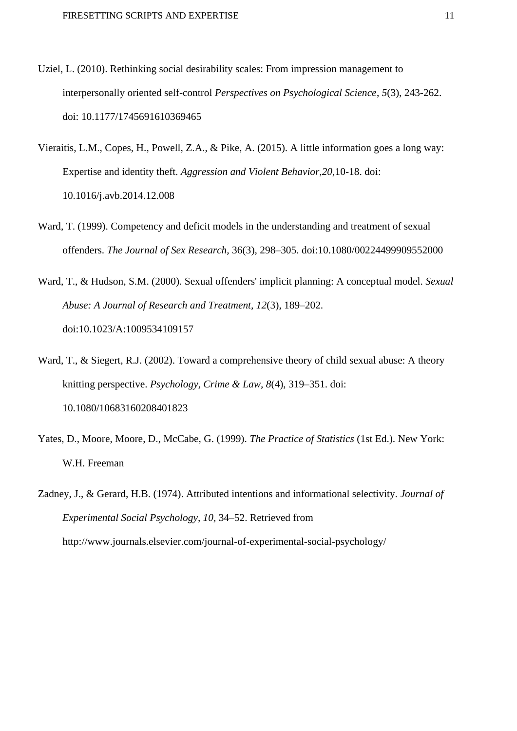Uziel, L. (2010). Rethinking social desirability scales: From impression management to interpersonally oriented self-control *Perspectives on Psychological Science*, *5*(3), 243-262. doi: 10.1177/1745691610369465

Vieraitis, L.M., Copes, H., Powell, Z.A., & Pike, A. (2015). A little information goes a long way: Expertise and identity theft. *Aggression and Violent Behavior*,*20*,10-18. doi: 10.1016/j.avb.2014.12.008

Ward, T. (1999). Competency and deficit models in the understanding and treatment of sexual offenders. *The Journal of Sex Research,* 36(3), 298–305. doi:10.1080/00224499909552000

Ward, T., & Hudson, S.M. (2000). Sexual offenders' implicit planning: A conceptual model. *Sexual Abuse: A Journal of Research and Treatment, 12*(3), 189–202. doi:10.1023/A:1009534109157

Ward, T., & Siegert, R.J. (2002). Toward a comprehensive theory of child sexual abuse: A theory knitting perspective. *Psychology, Crime & Law, 8*(4), 319–351. doi: 10.1080/10683160208401823

Yates, D., Moore, Moore, D., McCabe, G. (1999). *The Practice of Statistics* (1st Ed.). New York: W.H. Freeman

Zadney, J., & Gerard, H.B. (1974). Attributed intentions and informational selectivity. *Journal of Experimental Social Psychology, 10,* 34–52. Retrieved from http://www.journals.elsevier.com/journal-of-experimental-social-psychology/